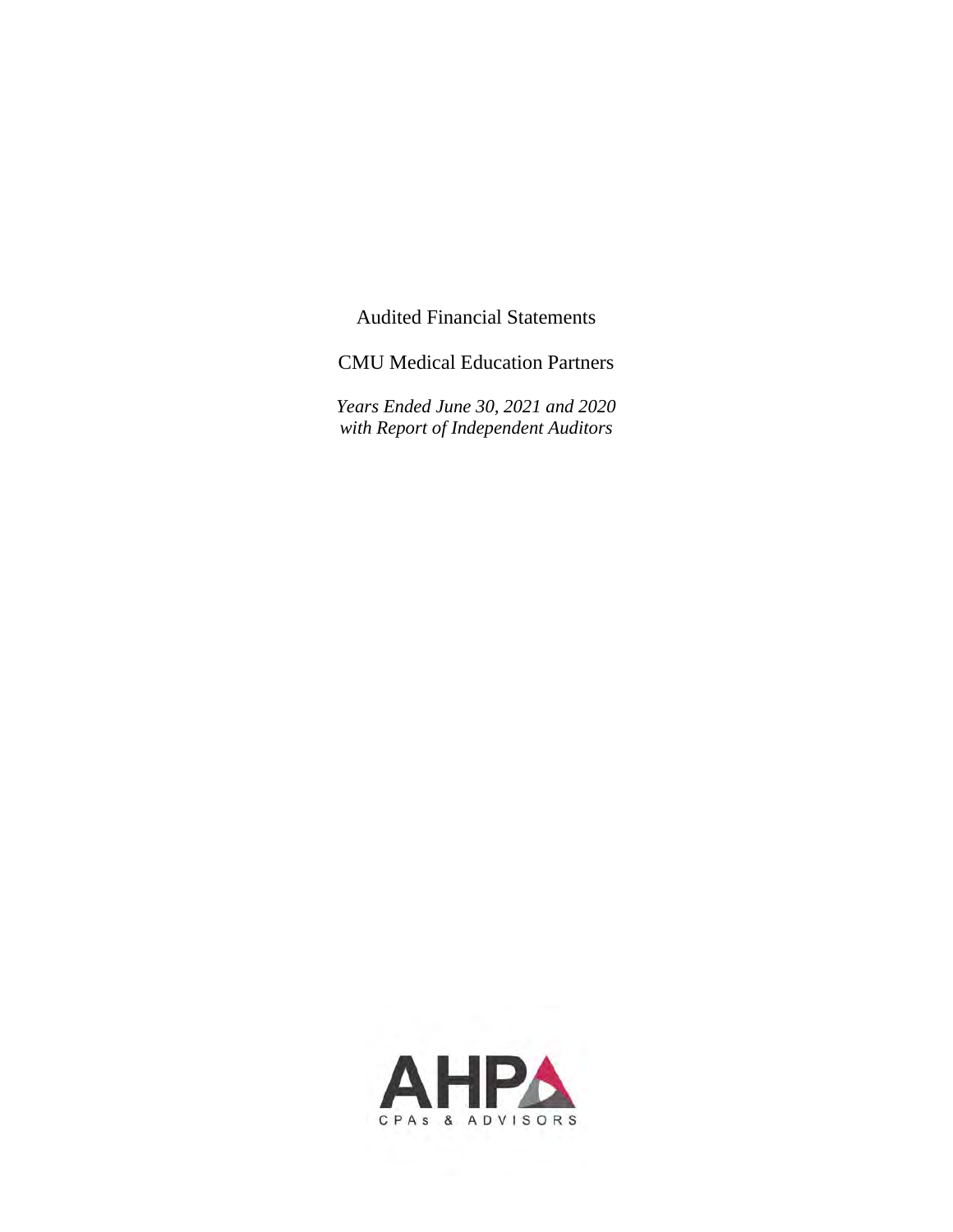Audited Financial Statements

CMU Medical Education Partners

*Years Ended June 30, 2021 and 2020*
*with Report of Independent Auditors*

AHP

CPAs & ADVISORS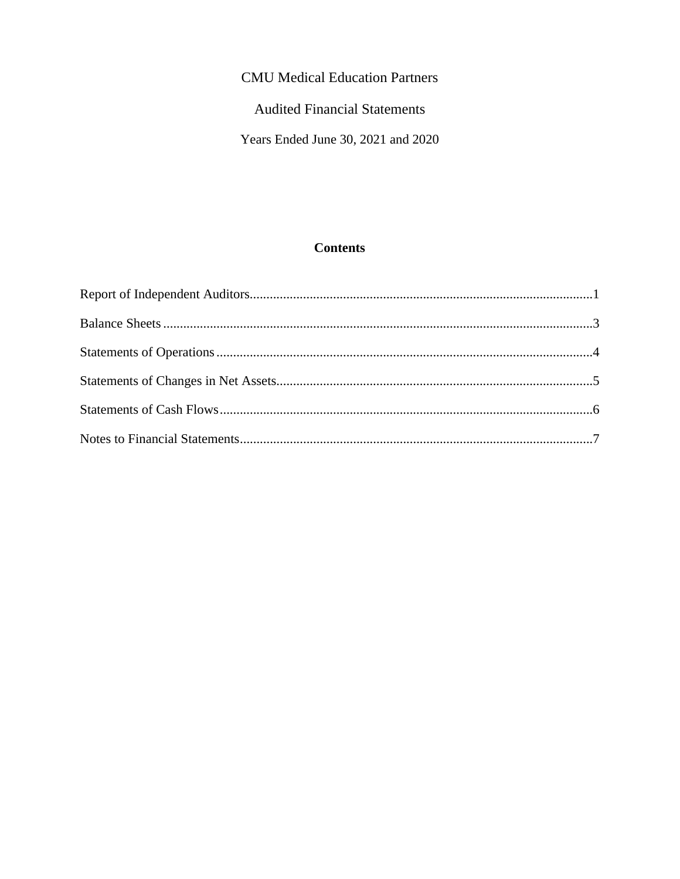CMU Medical Education Partners

Audited Financial Statements

Years Ended June 30, 2021 and 2020

## Contents

| | |
|---|---|
| Report of Independent Auditors | 1 |
| Balance Sheets | 3 |
| Statements of Operations | 4 |
| Statements of Changes in Net Assets | 5 |
| Statements of Cash Flows | 6 |
| Notes to Financial Statements | 7 |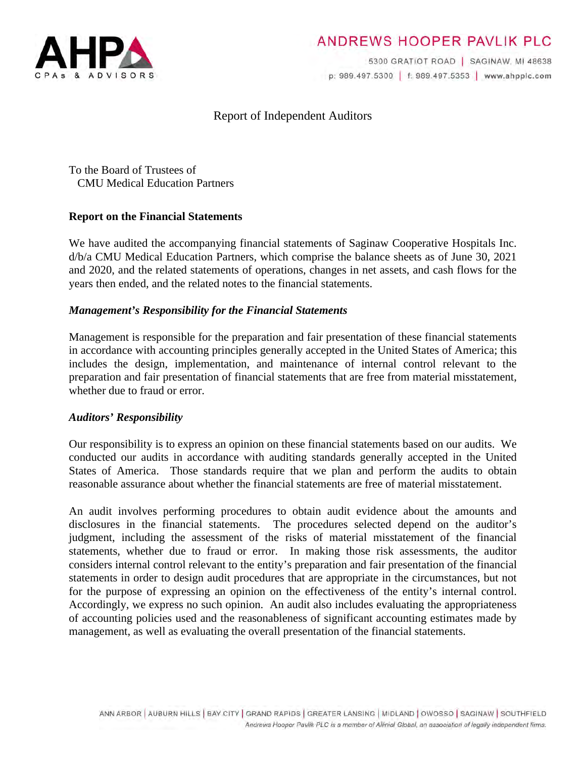ANDREWS HOOPER PAVLIK PLC

5300 GRATIOT ROAD | SAGINAW, MI 48638

p: 989.497.5300 | f: 989.497.5353 | www.ahpplc.com

# Report of Independent Auditors

To the Board of Trustees of
CMU Medical Education Partners

## Report on the Financial Statements

We have audited the accompanying financial statements of Saginaw Cooperative Hospitals Inc. d/b/a CMU Medical Education Partners, which comprise the balance sheets as of June 30, 2021 and 2020, and the related statements of operations, changes in net assets, and cash flows for the years then ended, and the related notes to the financial statements.

### *Management's Responsibility for the Financial Statements*

Management is responsible for the preparation and fair presentation of these financial statements in accordance with accounting principles generally accepted in the United States of America; this includes the design, implementation, and maintenance of internal control relevant to the preparation and fair presentation of financial statements that are free from material misstatement, whether due to fraud or error.

### *Auditors' Responsibility*

Our responsibility is to express an opinion on these financial statements based on our audits. We conducted our audits in accordance with auditing standards generally accepted in the United States of America. Those standards require that we plan and perform the audits to obtain reasonable assurance about whether the financial statements are free of material misstatement.

An audit involves performing procedures to obtain audit evidence about the amounts and disclosures in the financial statements. The procedures selected depend on the auditor's judgment, including the assessment of the risks of material misstatement of the financial statements, whether due to fraud or error. In making those risk assessments, the auditor considers internal control relevant to the entity's preparation and fair presentation of the financial statements in order to design audit procedures that are appropriate in the circumstances, but not for the purpose of expressing an opinion on the effectiveness of the entity's internal control. Accordingly, we express no such opinion. An audit also includes evaluating the appropriateness of accounting policies used and the reasonableness of significant accounting estimates made by management, as well as evaluating the overall presentation of the financial statements.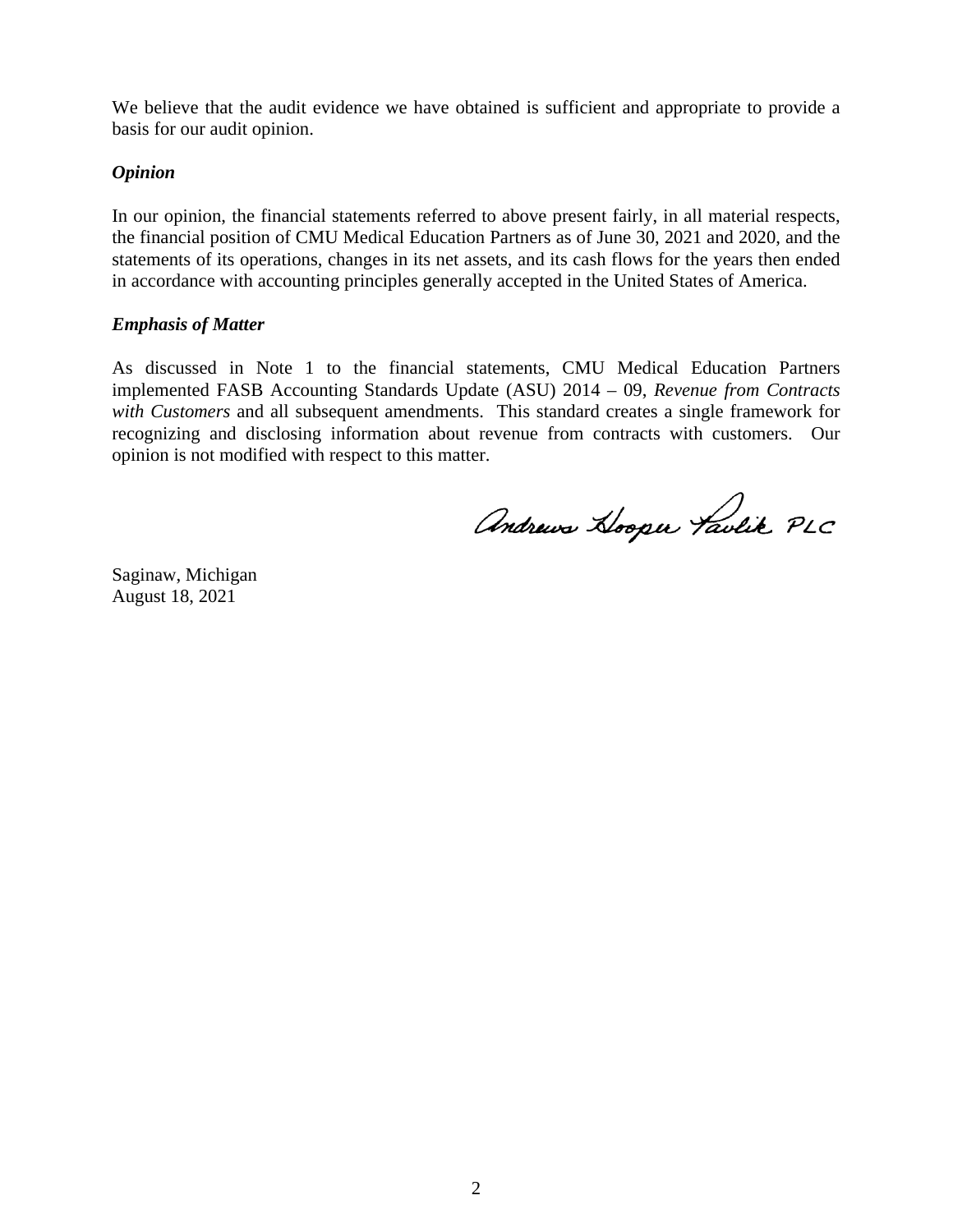We believe that the audit evidence we have obtained is sufficient and appropriate to provide a basis for our audit opinion.

### *Opinion*

In our opinion, the financial statements referred to above present fairly, in all material respects, the financial position of CMU Medical Education Partners as of June 30, 2021 and 2020, and the statements of its operations, changes in its net assets, and its cash flows for the years then ended in accordance with accounting principles generally accepted in the United States of America.

### *Emphasis of Matter*

As discussed in Note 1 to the financial statements, CMU Medical Education Partners implemented FASB Accounting Standards Update (ASU) 2014 – 09, *Revenue from Contracts with Customers* and all subsequent amendments. This standard creates a single framework for recognizing and disclosing information about revenue from contracts with customers. Our opinion is not modified with respect to this matter.

Andrews Hooper Pavlik PLC

Saginaw, Michigan
August 18, 2021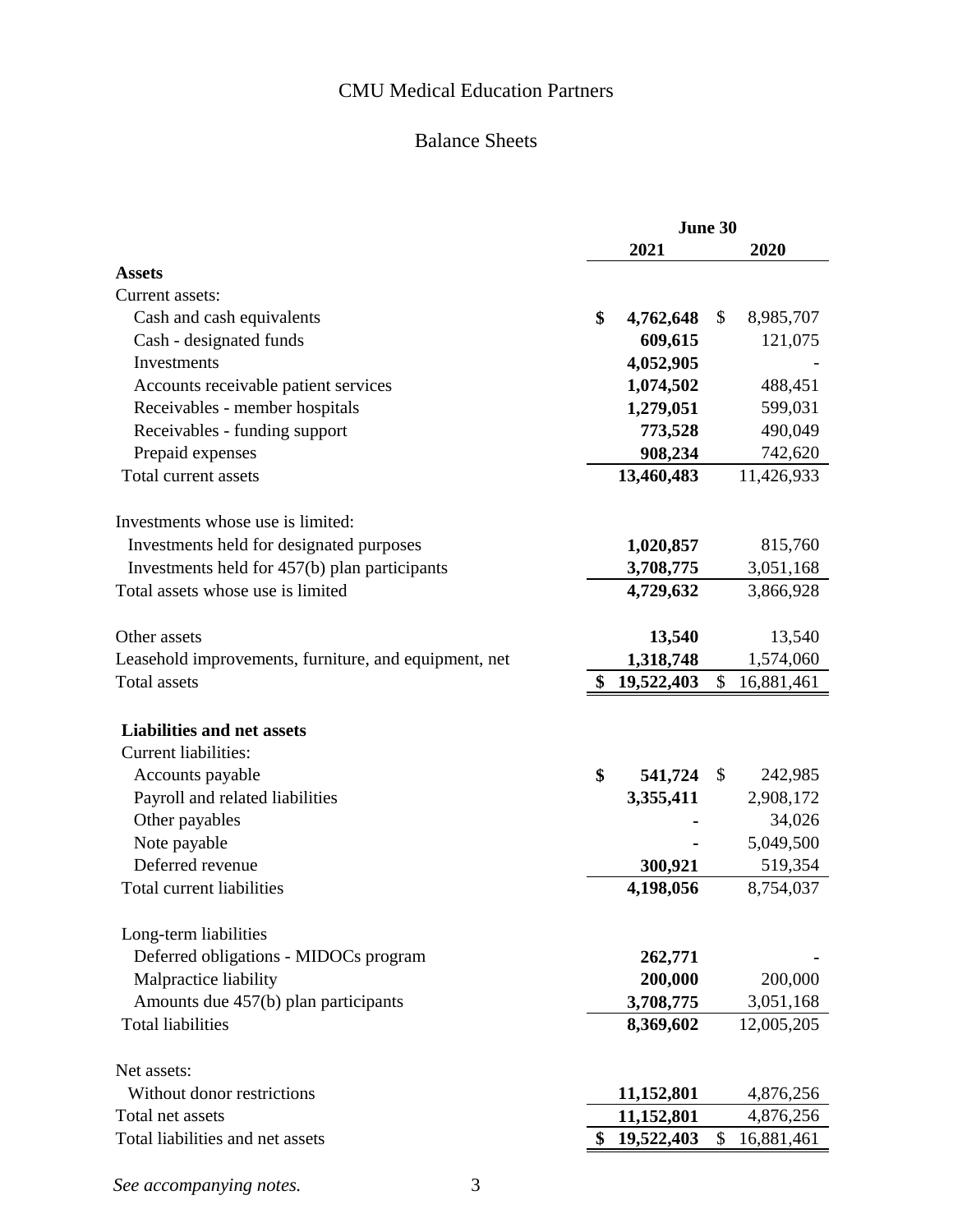# CMU Medical Education Partners

## Balance Sheets

| | June 30 | |
|---|---|---|
| | **2021** | **2020** |
| **Assets** | | |
| Current assets: | | |
| Cash and cash equivalents | **$ 4,762,648** | $ 8,985,707 |
| Cash - designated funds | **609,615** | 121,075 |
| Investments | **4,052,905** | - |
| Accounts receivable patient services | **1,074,502** | 488,451 |
| Receivables - member hospitals | **1,279,051** | 599,031 |
| Receivables - funding support | **773,528** | 490,049 |
| Prepaid expenses | **908,234** | 742,620 |
| Total current assets | **13,460,483** | 11,426,933 |
| | | |
| Investments whose use is limited: | | |
| Investments held for designated purposes | **1,020,857** | 815,760 |
| Investments held for 457(b) plan participants | **3,708,775** | 3,051,168 |
| Total assets whose use is limited | **4,729,632** | 3,866,928 |
| | | |
| Other assets | **13,540** | 13,540 |
| Leasehold improvements, furniture, and equipment, net | **1,318,748** | 1,574,060 |
| Total assets | **$ 19,522,403** | $ 16,881,461 |
| | | |
| **Liabilities and net assets** | | |
| Current liabilities: | | |
| Accounts payable | **$ 541,724** | $ 242,985 |
| Payroll and related liabilities | **3,355,411** | 2,908,172 |
| Other payables | **-** | 34,026 |
| Note payable | **-** | 5,049,500 |
| Deferred revenue | **300,921** | 519,354 |
| Total current liabilities | **4,198,056** | 8,754,037 |
| | | |
| Long-term liabilities | | |
| Deferred obligations - MIDOCs program | **262,771** | - |
| Malpractice liability | **200,000** | 200,000 |
| Amounts due 457(b) plan participants | **3,708,775** | 3,051,168 |
| Total liabilities | **8,369,602** | 12,005,205 |
| | | |
| Net assets: | | |
| Without donor restrictions | **11,152,801** | 4,876,256 |
| Total net assets | **11,152,801** | 4,876,256 |
| Total liabilities and net assets | **$ 19,522,403** | $ 16,881,461 |

*See accompanying notes.*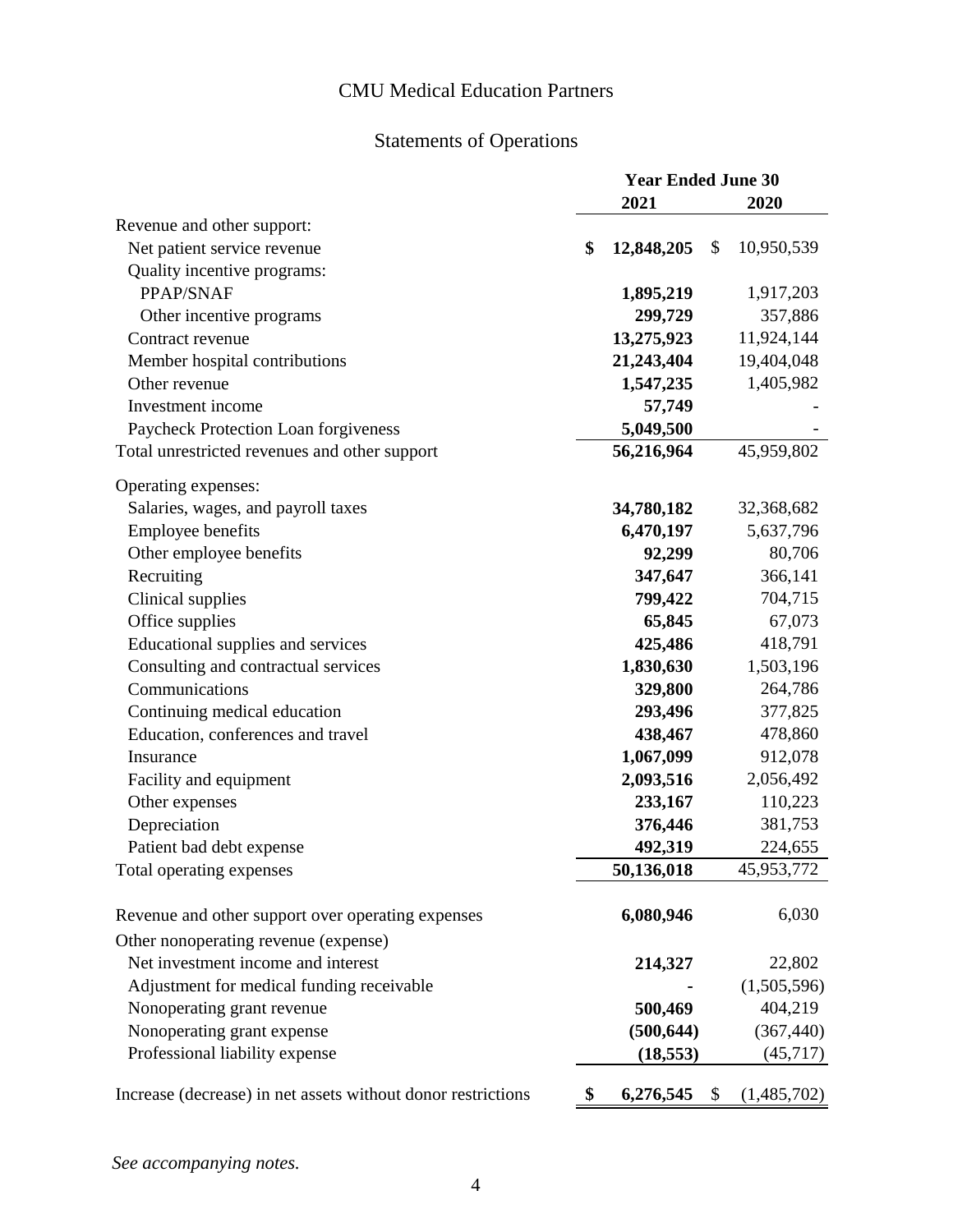# CMU Medical Education Partners

## Statements of Operations

| | Year Ended June 30 | |
|---|---|---|
| | **2021** | **2020** |
| Revenue and other support: | | |
| Net patient service revenue | **$ 12,848,205** | $ 10,950,539 |
| Quality incentive programs: | | |
| PPAP/SNAF | **1,895,219** | 1,917,203 |
| Other incentive programs | **299,729** | 357,886 |
| Contract revenue | **13,275,923** | 11,924,144 |
| Member hospital contributions | **21,243,404** | 19,404,048 |
| Other revenue | **1,547,235** | 1,405,982 |
| Investment income | **57,749** | - |
| Paycheck Protection Loan forgiveness | **5,049,500** | - |
| Total unrestricted revenues and other support | **56,216,964** | 45,959,802 |
| Operating expenses: | | |
| Salaries, wages, and payroll taxes | **34,780,182** | 32,368,682 |
| Employee benefits | **6,470,197** | 5,637,796 |
| Other employee benefits | **92,299** | 80,706 |
| Recruiting | **347,647** | 366,141 |
| Clinical supplies | **799,422** | 704,715 |
| Office supplies | **65,845** | 67,073 |
| Educational supplies and services | **425,486** | 418,791 |
| Consulting and contractual services | **1,830,630** | 1,503,196 |
| Communications | **329,800** | 264,786 |
| Continuing medical education | **293,496** | 377,825 |
| Education, conferences and travel | **438,467** | 478,860 |
| Insurance | **1,067,099** | 912,078 |
| Facility and equipment | **2,093,516** | 2,056,492 |
| Other expenses | **233,167** | 110,223 |
| Depreciation | **376,446** | 381,753 |
| Patient bad debt expense | **492,319** | 224,655 |
| Total operating expenses | **50,136,018** | 45,953,772 |
| Revenue and other support over operating expenses | **6,080,946** | 6,030 |
| Other nonoperating revenue (expense) | | |
| Net investment income and interest | **214,327** | 22,802 |
| Adjustment for medical funding receivable | **-** | (1,505,596) |
| Nonoperating grant revenue | **500,469** | 404,219 |
| Nonoperating grant expense | **(500,644)** | (367,440) |
| Professional liability expense | **(18,553)** | (45,717) |
| Increase (decrease) in net assets without donor restrictions | **$ 6,276,545** | $ (1,485,702) |

*See accompanying notes.*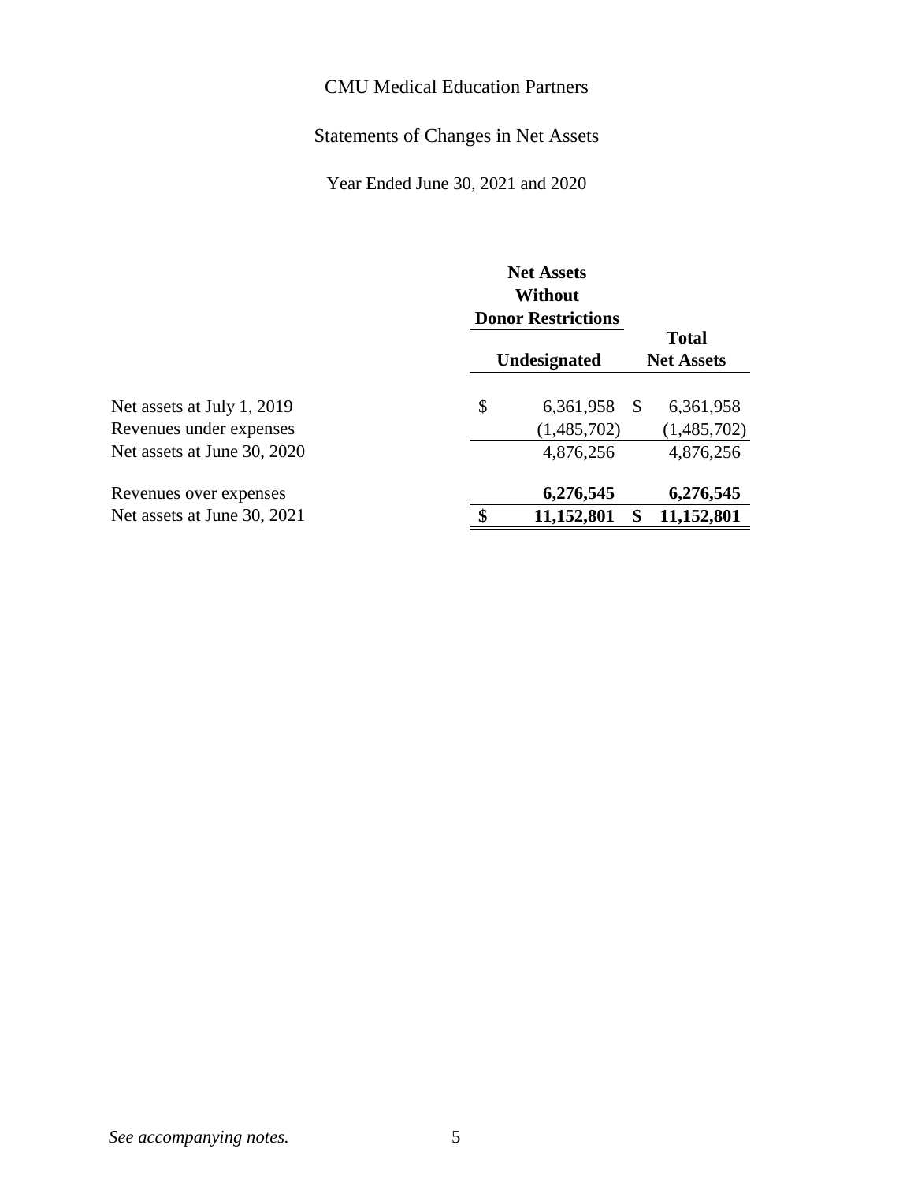# CMU Medical Education Partners

## Statements of Changes in Net Assets

### Year Ended June 30, 2021 and 2020

| | Net Assets Without Donor Restrictions | Total |
|---|---|---|
| | **Undesignated** | **Net Assets** |
| Net assets at July 1, 2019 | $ 6,361,958 | $ 6,361,958 |
| Revenues under expenses | (1,485,702) | (1,485,702) |
| Net assets at June 30, 2020 | 4,876,256 | 4,876,256 |
| Revenues over expenses | **6,276,545** | **6,276,545** |
| Net assets at June 30, 2021 | **$ 11,152,801** | **$ 11,152,801** |

*See accompanying notes.*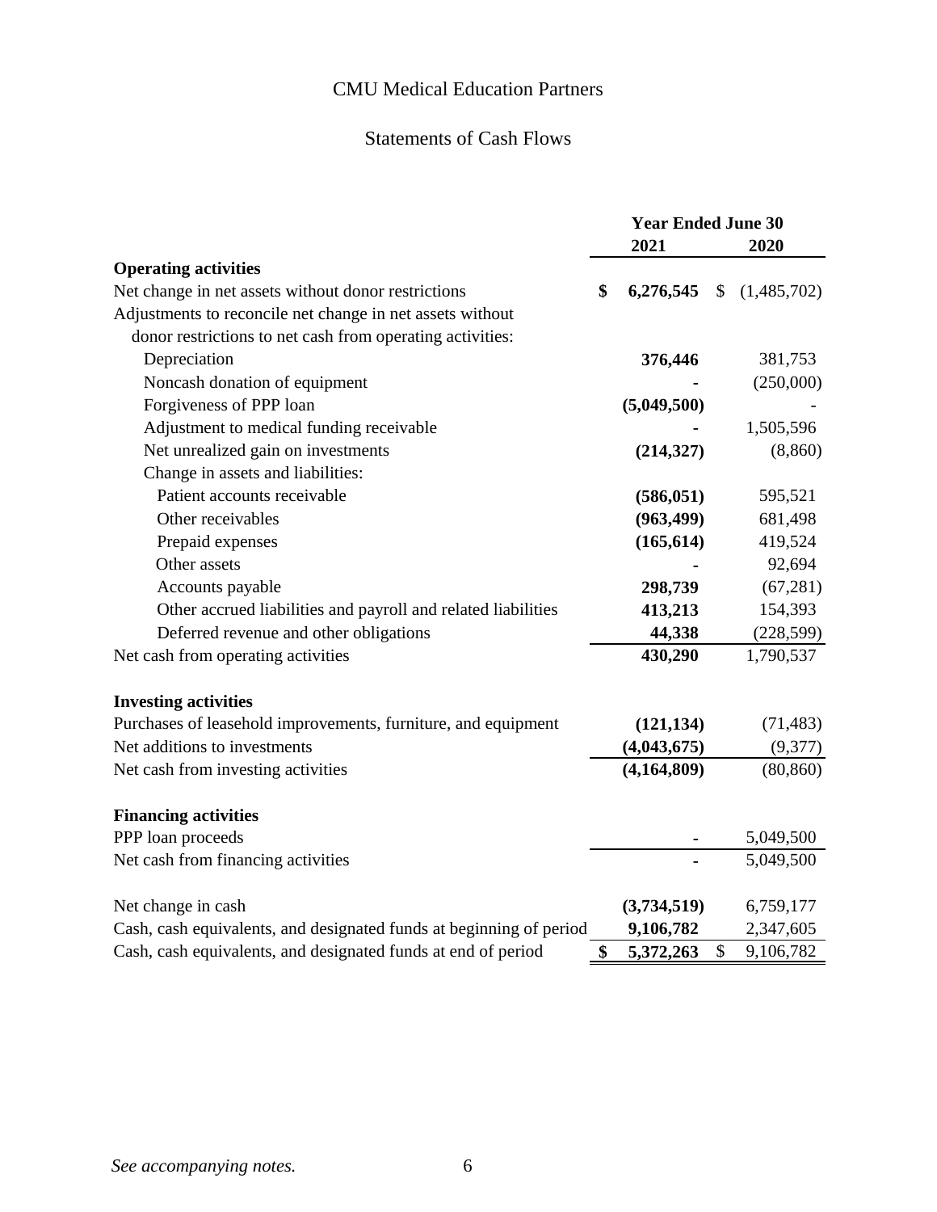# CMU Medical Education Partners

## Statements of Cash Flows

| | Year Ended June 30 | |
|---|---|---|
| | **2021** | **2020** |
| **Operating activities** | | |
| Net change in net assets without donor restrictions | **$ 6,276,545** | $ (1,485,702) |
| Adjustments to reconcile net change in net assets without donor restrictions to net cash from operating activities: | | |
| Depreciation | **376,446** | 381,753 |
| Noncash donation of equipment | **-** | (250,000) |
| Forgiveness of PPP loan | **(5,049,500)** | - |
| Adjustment to medical funding receivable | **-** | 1,505,596 |
| Net unrealized gain on investments | **(214,327)** | (8,860) |
| Change in assets and liabilities: | | |
| Patient accounts receivable | **(586,051)** | 595,521 |
| Other receivables | **(963,499)** | 681,498 |
| Prepaid expenses | **(165,614)** | 419,524 |
| Other assets | **-** | 92,694 |
| Accounts payable | **298,739** | (67,281) |
| Other accrued liabilities and payroll and related liabilities | **413,213** | 154,393 |
| Deferred revenue and other obligations | **44,338** | (228,599) |
| Net cash from operating activities | **430,290** | 1,790,537 |
| **Investing activities** | | |
| Purchases of leasehold improvements, furniture, and equipment | **(121,134)** | (71,483) |
| Net additions to investments | **(4,043,675)** | (9,377) |
| Net cash from investing activities | **(4,164,809)** | (80,860) |
| **Financing activities** | | |
| PPP loan proceeds | **-** | 5,049,500 |
| Net cash from financing activities | **-** | 5,049,500 |
| Net change in cash | **(3,734,519)** | 6,759,177 |
| Cash, cash equivalents, and designated funds at beginning of period | **9,106,782** | 2,347,605 |
| Cash, cash equivalents, and designated funds at end of period | **$ 5,372,263** | $ 9,106,782 |

*See accompanying notes.*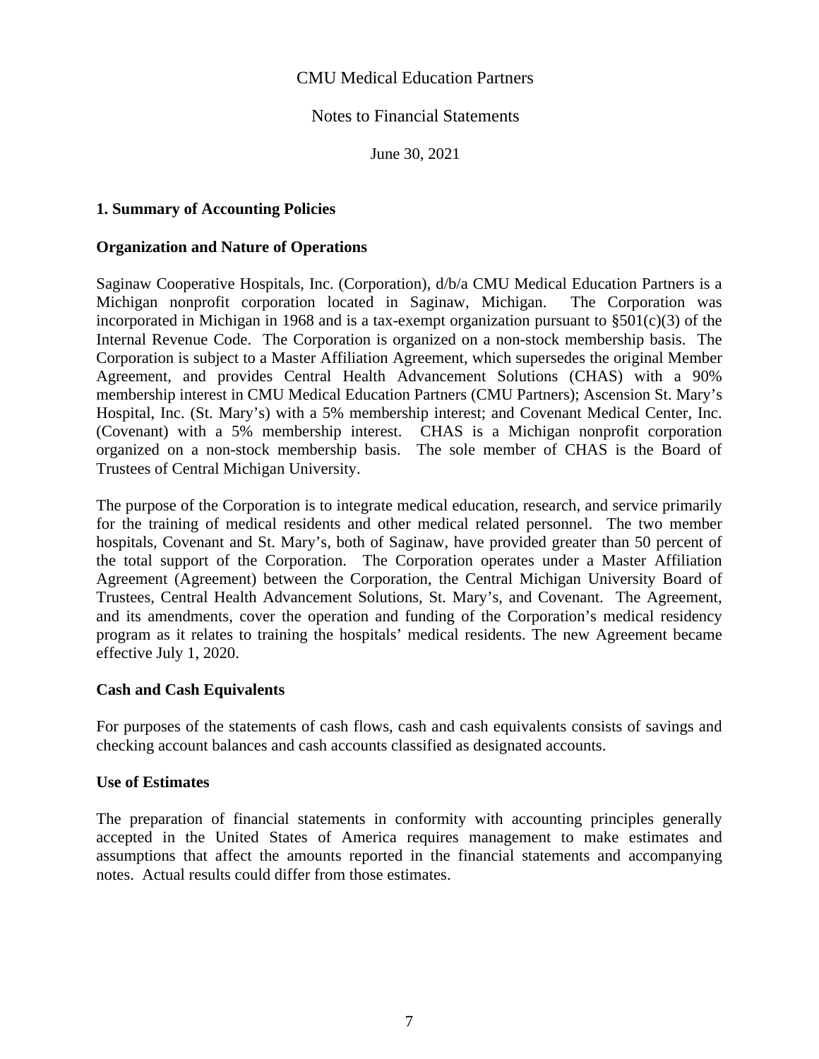CMU Medical Education Partners

Notes to Financial Statements

June 30, 2021

## 1. Summary of Accounting Policies

### Organization and Nature of Operations

Saginaw Cooperative Hospitals, Inc. (Corporation), d/b/a CMU Medical Education Partners is a Michigan nonprofit corporation located in Saginaw, Michigan. The Corporation was incorporated in Michigan in 1968 and is a tax-exempt organization pursuant to §501(c)(3) of the Internal Revenue Code. The Corporation is organized on a non-stock membership basis. The Corporation is subject to a Master Affiliation Agreement, which supersedes the original Member Agreement, and provides Central Health Advancement Solutions (CHAS) with a 90% membership interest in CMU Medical Education Partners (CMU Partners); Ascension St. Mary's Hospital, Inc. (St. Mary's) with a 5% membership interest; and Covenant Medical Center, Inc. (Covenant) with a 5% membership interest. CHAS is a Michigan nonprofit corporation organized on a non-stock membership basis. The sole member of CHAS is the Board of Trustees of Central Michigan University.

The purpose of the Corporation is to integrate medical education, research, and service primarily for the training of medical residents and other medical related personnel. The two member hospitals, Covenant and St. Mary's, both of Saginaw, have provided greater than 50 percent of the total support of the Corporation. The Corporation operates under a Master Affiliation Agreement (Agreement) between the Corporation, the Central Michigan University Board of Trustees, Central Health Advancement Solutions, St. Mary's, and Covenant. The Agreement, and its amendments, cover the operation and funding of the Corporation's medical residency program as it relates to training the hospitals' medical residents. The new Agreement became effective July 1, 2020.

### Cash and Cash Equivalents

For purposes of the statements of cash flows, cash and cash equivalents consists of savings and checking account balances and cash accounts classified as designated accounts.

### Use of Estimates

The preparation of financial statements in conformity with accounting principles generally accepted in the United States of America requires management to make estimates and assumptions that affect the amounts reported in the financial statements and accompanying notes. Actual results could differ from those estimates.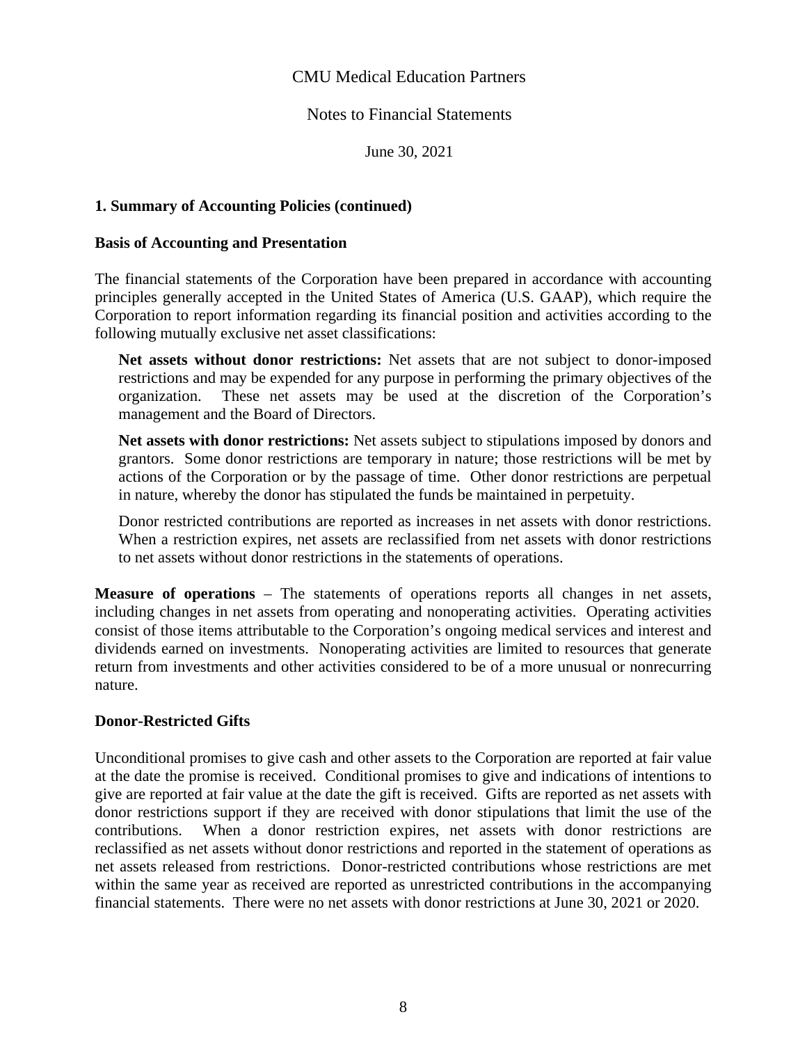## 1. Summary of Accounting Policies (continued)

### Basis of Accounting and Presentation

The financial statements of the Corporation have been prepared in accordance with accounting principles generally accepted in the United States of America (U.S. GAAP), which require the Corporation to report information regarding its financial position and activities according to the following mutually exclusive net asset classifications:

> **Net assets without donor restrictions:** Net assets that are not subject to donor-imposed restrictions and may be expended for any purpose in performing the primary objectives of the organization. These net assets may be used at the discretion of the Corporation's management and the Board of Directors.
>
> **Net assets with donor restrictions:** Net assets subject to stipulations imposed by donors and grantors. Some donor restrictions are temporary in nature; those restrictions will be met by actions of the Corporation or by the passage of time. Other donor restrictions are perpetual in nature, whereby the donor has stipulated the funds be maintained in perpetuity.
>
> Donor restricted contributions are reported as increases in net assets with donor restrictions. When a restriction expires, net assets are reclassified from net assets with donor restrictions to net assets without donor restrictions in the statements of operations.

**Measure of operations** – The statements of operations reports all changes in net assets, including changes in net assets from operating and nonoperating activities. Operating activities consist of those items attributable to the Corporation's ongoing medical services and interest and dividends earned on investments. Nonoperating activities are limited to resources that generate return from investments and other activities considered to be of a more unusual or nonrecurring nature.

### Donor-Restricted Gifts

Unconditional promises to give cash and other assets to the Corporation are reported at fair value at the date the promise is received. Conditional promises to give and indications of intentions to give are reported at fair value at the date the gift is received. Gifts are reported as net assets with donor restrictions support if they are received with donor stipulations that limit the use of the contributions. When a donor restriction expires, net assets with donor restrictions are reclassified as net assets without donor restrictions and reported in the statement of operations as net assets released from restrictions. Donor-restricted contributions whose restrictions are met within the same year as received are reported as unrestricted contributions in the accompanying financial statements. There were no net assets with donor restrictions at June 30, 2021 or 2020.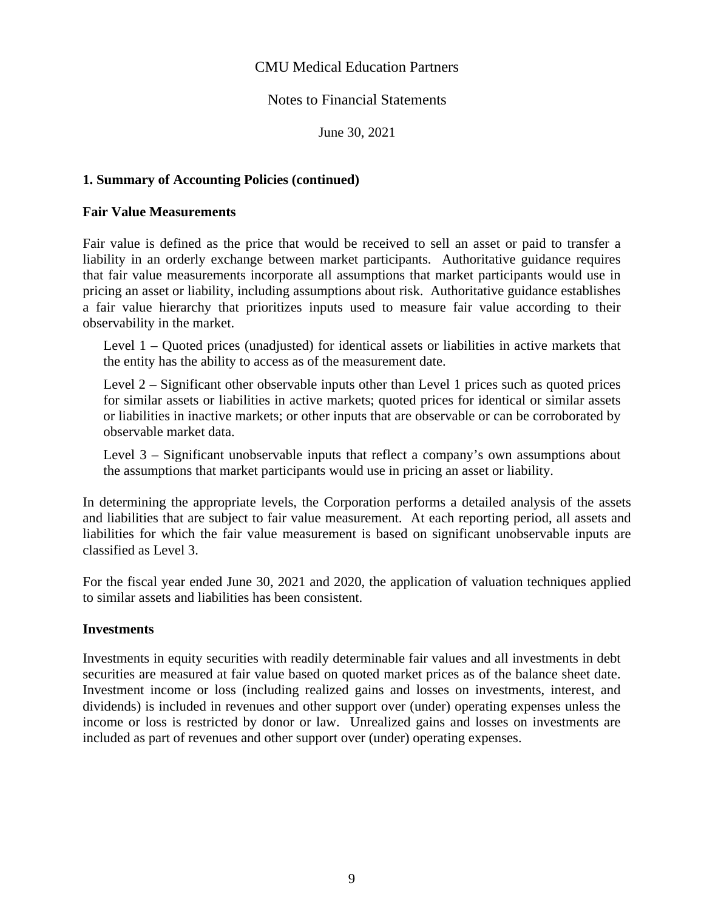## 1. Summary of Accounting Policies (continued)

### Fair Value Measurements

Fair value is defined as the price that would be received to sell an asset or paid to transfer a liability in an orderly exchange between market participants. Authoritative guidance requires that fair value measurements incorporate all assumptions that market participants would use in pricing an asset or liability, including assumptions about risk. Authoritative guidance establishes a fair value hierarchy that prioritizes inputs used to measure fair value according to their observability in the market.

Level 1 – Quoted prices (unadjusted) for identical assets or liabilities in active markets that the entity has the ability to access as of the measurement date.

Level 2 – Significant other observable inputs other than Level 1 prices such as quoted prices for similar assets or liabilities in active markets; quoted prices for identical or similar assets or liabilities in inactive markets; or other inputs that are observable or can be corroborated by observable market data.

Level 3 – Significant unobservable inputs that reflect a company's own assumptions about the assumptions that market participants would use in pricing an asset or liability.

In determining the appropriate levels, the Corporation performs a detailed analysis of the assets and liabilities that are subject to fair value measurement. At each reporting period, all assets and liabilities for which the fair value measurement is based on significant unobservable inputs are classified as Level 3.

For the fiscal year ended June 30, 2021 and 2020, the application of valuation techniques applied to similar assets and liabilities has been consistent.

### Investments

Investments in equity securities with readily determinable fair values and all investments in debt securities are measured at fair value based on quoted market prices as of the balance sheet date. Investment income or loss (including realized gains and losses on investments, interest, and dividends) is included in revenues and other support over (under) operating expenses unless the income or loss is restricted by donor or law. Unrealized gains and losses on investments are included as part of revenues and other support over (under) operating expenses.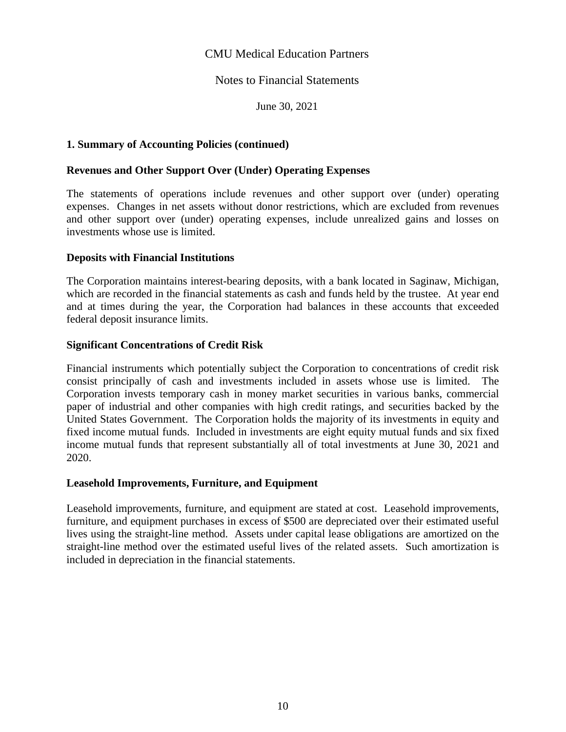CMU Medical Education Partners

Notes to Financial Statements

June 30, 2021

## 1. Summary of Accounting Policies (continued)

### Revenues and Other Support Over (Under) Operating Expenses

The statements of operations include revenues and other support over (under) operating expenses. Changes in net assets without donor restrictions, which are excluded from revenues and other support over (under) operating expenses, include unrealized gains and losses on investments whose use is limited.

### Deposits with Financial Institutions

The Corporation maintains interest-bearing deposits, with a bank located in Saginaw, Michigan, which are recorded in the financial statements as cash and funds held by the trustee. At year end and at times during the year, the Corporation had balances in these accounts that exceeded federal deposit insurance limits.

### Significant Concentrations of Credit Risk

Financial instruments which potentially subject the Corporation to concentrations of credit risk consist principally of cash and investments included in assets whose use is limited. The Corporation invests temporary cash in money market securities in various banks, commercial paper of industrial and other companies with high credit ratings, and securities backed by the United States Government. The Corporation holds the majority of its investments in equity and fixed income mutual funds. Included in investments are eight equity mutual funds and six fixed income mutual funds that represent substantially all of total investments at June 30, 2021 and 2020.

### Leasehold Improvements, Furniture, and Equipment

Leasehold improvements, furniture, and equipment are stated at cost. Leasehold improvements, furniture, and equipment purchases in excess of $500 are depreciated over their estimated useful lives using the straight-line method. Assets under capital lease obligations are amortized on the straight-line method over the estimated useful lives of the related assets. Such amortization is included in depreciation in the financial statements.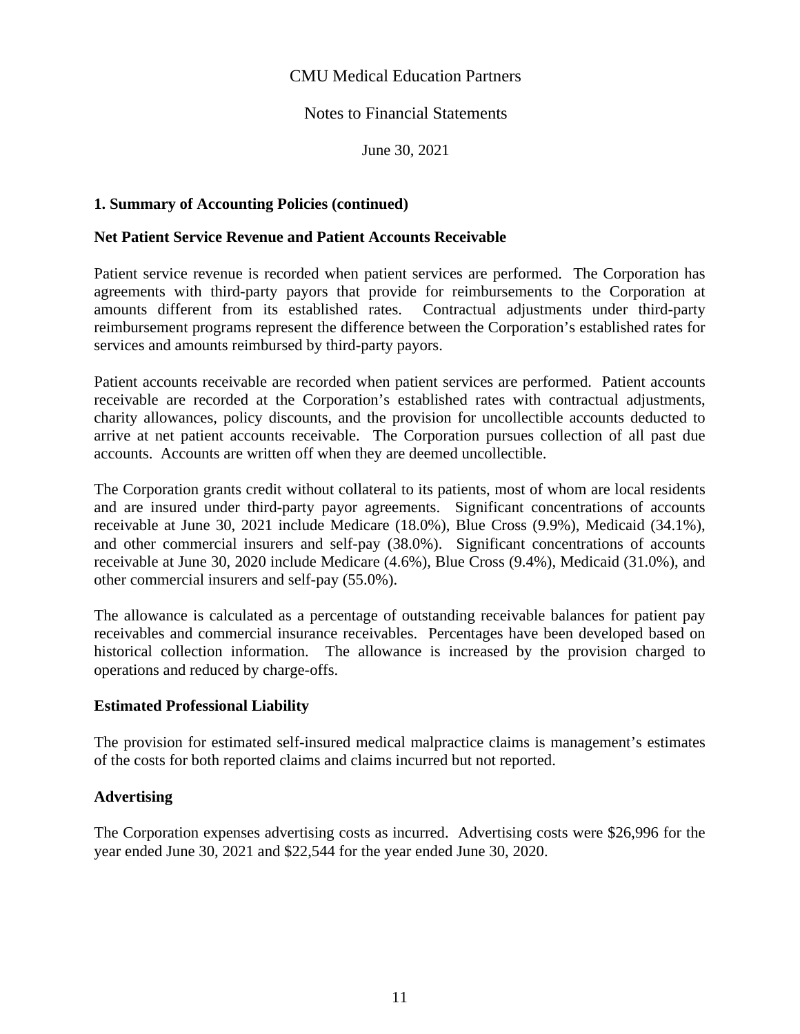CMU Medical Education Partners

Notes to Financial Statements

June 30, 2021

## 1. Summary of Accounting Policies (continued)

### Net Patient Service Revenue and Patient Accounts Receivable

Patient service revenue is recorded when patient services are performed. The Corporation has agreements with third-party payors that provide for reimbursements to the Corporation at amounts different from its established rates. Contractual adjustments under third-party reimbursement programs represent the difference between the Corporation's established rates for services and amounts reimbursed by third-party payors.

Patient accounts receivable are recorded when patient services are performed. Patient accounts receivable are recorded at the Corporation's established rates with contractual adjustments, charity allowances, policy discounts, and the provision for uncollectible accounts deducted to arrive at net patient accounts receivable. The Corporation pursues collection of all past due accounts. Accounts are written off when they are deemed uncollectible.

The Corporation grants credit without collateral to its patients, most of whom are local residents and are insured under third-party payor agreements. Significant concentrations of accounts receivable at June 30, 2021 include Medicare (18.0%), Blue Cross (9.9%), Medicaid (34.1%), and other commercial insurers and self-pay (38.0%). Significant concentrations of accounts receivable at June 30, 2020 include Medicare (4.6%), Blue Cross (9.4%), Medicaid (31.0%), and other commercial insurers and self-pay (55.0%).

The allowance is calculated as a percentage of outstanding receivable balances for patient pay receivables and commercial insurance receivables. Percentages have been developed based on historical collection information. The allowance is increased by the provision charged to operations and reduced by charge-offs.

### Estimated Professional Liability

The provision for estimated self-insured medical malpractice claims is management's estimates of the costs for both reported claims and claims incurred but not reported.

### Advertising

The Corporation expenses advertising costs as incurred. Advertising costs were $26,996 for the year ended June 30, 2021 and $22,544 for the year ended June 30, 2020.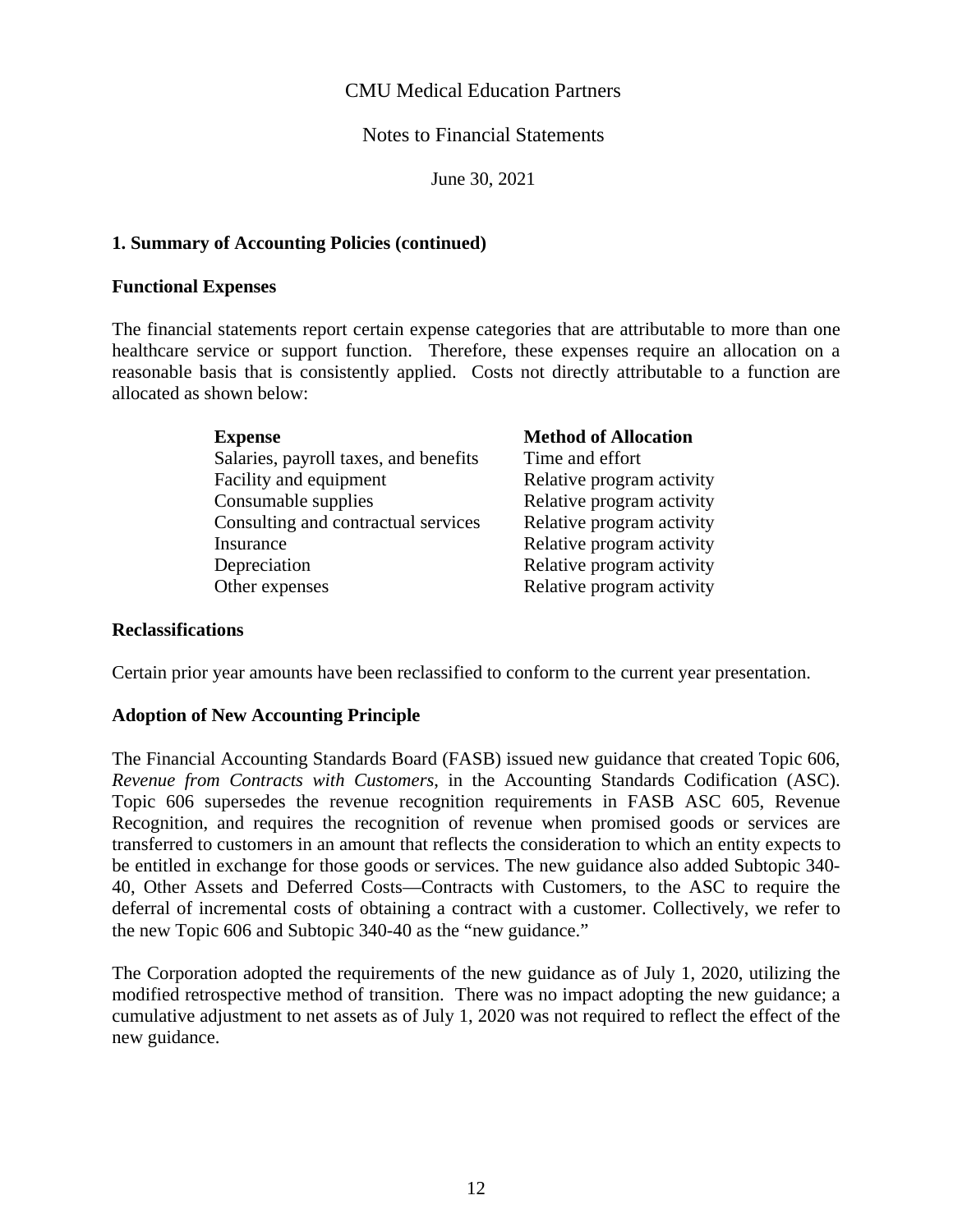CMU Medical Education Partners

Notes to Financial Statements

June 30, 2021

## 1. Summary of Accounting Policies (continued)

### Functional Expenses

The financial statements report certain expense categories that are attributable to more than one healthcare service or support function. Therefore, these expenses require an allocation on a reasonable basis that is consistently applied. Costs not directly attributable to a function are allocated as shown below:

| Expense | Method of Allocation |
|---|---|
| Salaries, payroll taxes, and benefits | Time and effort |
| Facility and equipment | Relative program activity |
| Consumable supplies | Relative program activity |
| Consulting and contractual services | Relative program activity |
| Insurance | Relative program activity |
| Depreciation | Relative program activity |
| Other expenses | Relative program activity |

### Reclassifications

Certain prior year amounts have been reclassified to conform to the current year presentation.

### Adoption of New Accounting Principle

The Financial Accounting Standards Board (FASB) issued new guidance that created Topic 606, *Revenue from Contracts with Customers*, in the Accounting Standards Codification (ASC). Topic 606 supersedes the revenue recognition requirements in FASB ASC 605, Revenue Recognition, and requires the recognition of revenue when promised goods or services are transferred to customers in an amount that reflects the consideration to which an entity expects to be entitled in exchange for those goods or services. The new guidance also added Subtopic 340-40, Other Assets and Deferred Costs—Contracts with Customers, to the ASC to require the deferral of incremental costs of obtaining a contract with a customer. Collectively, we refer to the new Topic 606 and Subtopic 340-40 as the "new guidance."

The Corporation adopted the requirements of the new guidance as of July 1, 2020, utilizing the modified retrospective method of transition. There was no impact adopting the new guidance; a cumulative adjustment to net assets as of July 1, 2020 was not required to reflect the effect of the new guidance.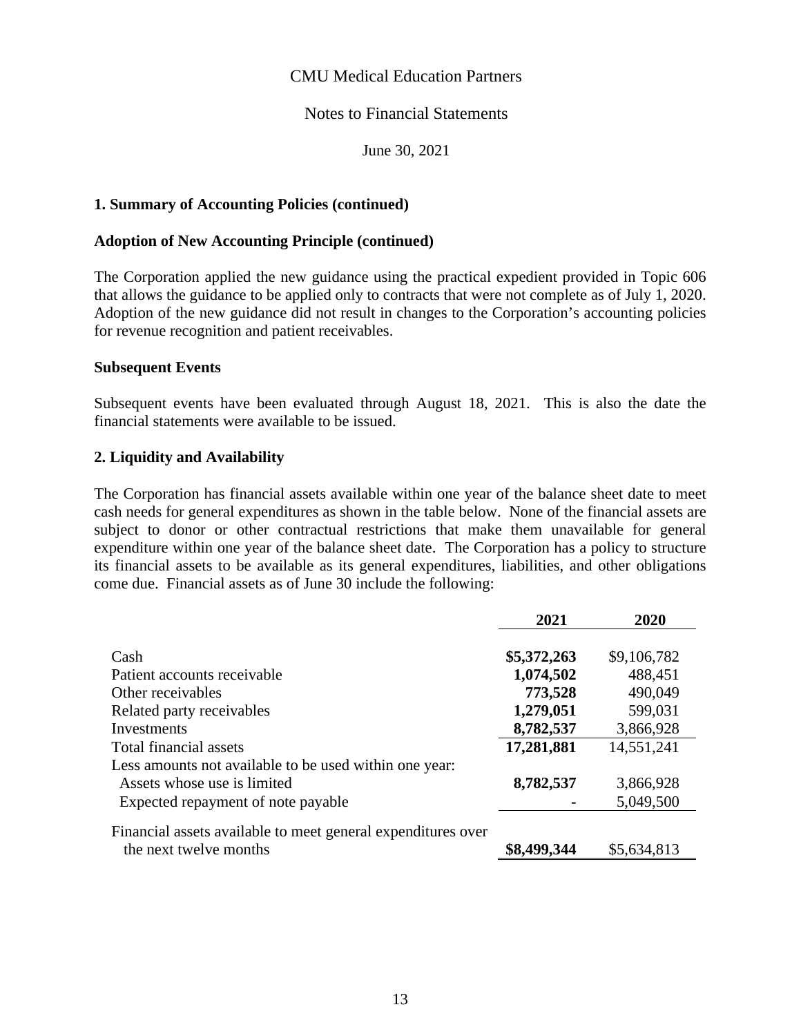CMU Medical Education Partners

Notes to Financial Statements

June 30, 2021

## 1. Summary of Accounting Policies (continued)

### Adoption of New Accounting Principle (continued)

The Corporation applied the new guidance using the practical expedient provided in Topic 606 that allows the guidance to be applied only to contracts that were not complete as of July 1, 2020. Adoption of the new guidance did not result in changes to the Corporation's accounting policies for revenue recognition and patient receivables.

### Subsequent Events

Subsequent events have been evaluated through August 18, 2021. This is also the date the financial statements were available to be issued.

## 2. Liquidity and Availability

The Corporation has financial assets available within one year of the balance sheet date to meet cash needs for general expenditures as shown in the table below. None of the financial assets are subject to donor or other contractual restrictions that make them unavailable for general expenditure within one year of the balance sheet date. The Corporation has a policy to structure its financial assets to be available as its general expenditures, liabilities, and other obligations come due. Financial assets as of June 30 include the following:

| | 2021 | 2020 |
|---|---|---|
| Cash | **$5,372,263** | $9,106,782 |
| Patient accounts receivable | **1,074,502** | 488,451 |
| Other receivables | **773,528** | 490,049 |
| Related party receivables | **1,279,051** | 599,031 |
| Investments | **8,782,537** | 3,866,928 |
| Total financial assets | **17,281,881** | 14,551,241 |
| Less amounts not available to be used within one year: | | |
| Assets whose use is limited | **8,782,537** | 3,866,928 |
| Expected repayment of note payable | **-** | 5,049,500 |
| Financial assets available to meet general expenditures over the next twelve months | **$8,499,344** | $5,634,813 |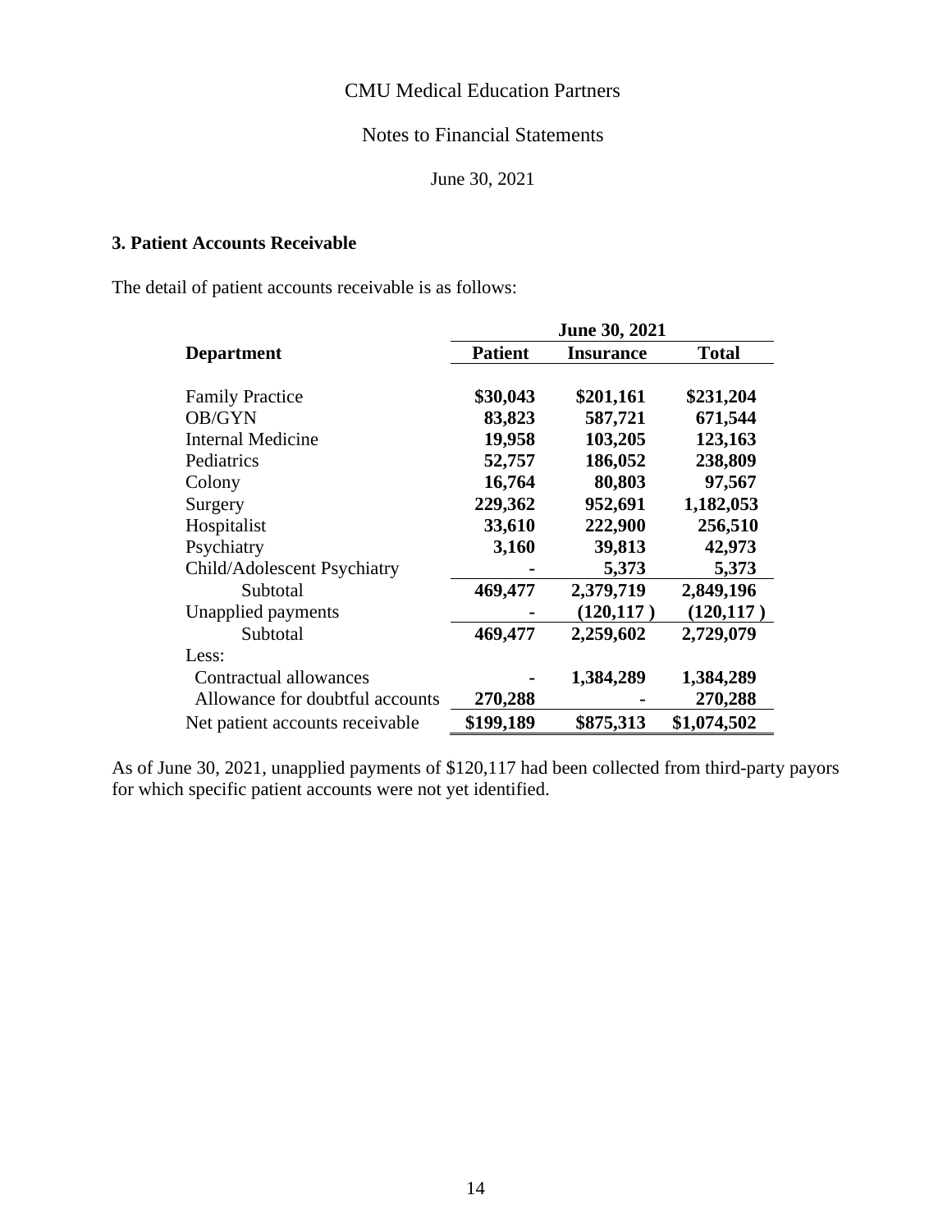CMU Medical Education Partners

Notes to Financial Statements

June 30, 2021

### 3. Patient Accounts Receivable

The detail of patient accounts receivable is as follows:

| | June 30, 2021 | | |
|---|---|---|---|
| **Department** | **Patient** | **Insurance** | **Total** |
| Family Practice | $30,043 | $201,161 | $231,204 |
| OB/GYN | 83,823 | 587,721 | 671,544 |
| Internal Medicine | 19,958 | 103,205 | 123,163 |
| Pediatrics | 52,757 | 186,052 | 238,809 |
| Colony | 16,764 | 80,803 | 97,567 |
| Surgery | 229,362 | 952,691 | 1,182,053 |
| Hospitalist | 33,610 | 222,900 | 256,510 |
| Psychiatry | 3,160 | 39,813 | 42,973 |
| Child/Adolescent Psychiatry | - | 5,373 | 5,373 |
| Subtotal | 469,477 | 2,379,719 | 2,849,196 |
| Unapplied payments | - | (120,117 ) | (120,117 ) |
| Subtotal | 469,477 | 2,259,602 | 2,729,079 |
| Less: | | | |
| Contractual allowances | - | 1,384,289 | 1,384,289 |
| Allowance for doubtful accounts | 270,288 | - | 270,288 |
| Net patient accounts receivable | $199,189 | $875,313 | $1,074,502 |

As of June 30, 2021, unapplied payments of $120,117 had been collected from third-party payors for which specific patient accounts were not yet identified.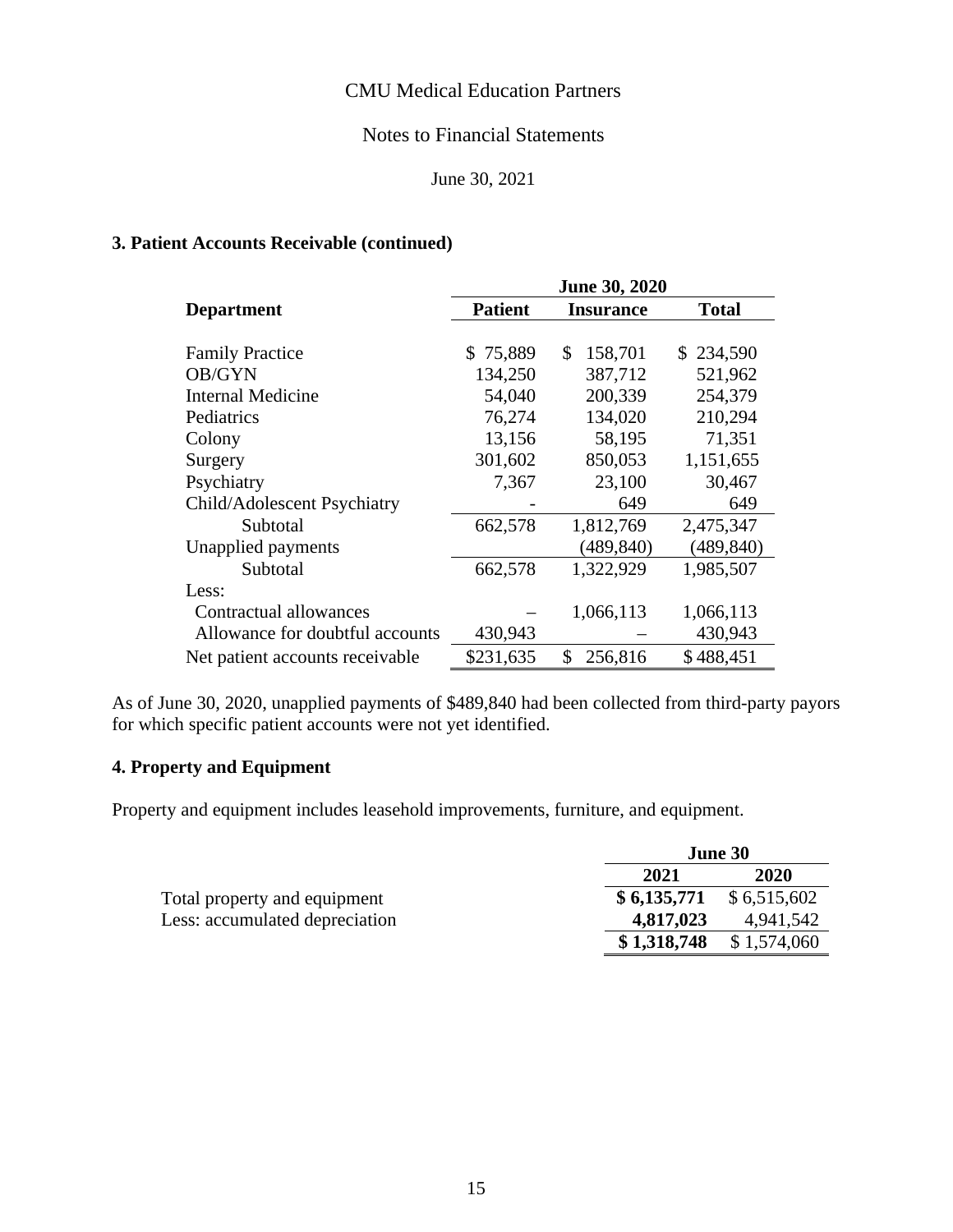CMU Medical Education Partners

Notes to Financial Statements

June 30, 2021

### 3. Patient Accounts Receivable (continued)

| | June 30, 2020 | | |
|---|---|---|---|
| **Department** | **Patient** | **Insurance** | **Total** |
| Family Practice | $ 75,889 | $ 158,701 | $ 234,590 |
| OB/GYN | 134,250 | 387,712 | 521,962 |
| Internal Medicine | 54,040 | 200,339 | 254,379 |
| Pediatrics | 76,274 | 134,020 | 210,294 |
| Colony | 13,156 | 58,195 | 71,351 |
| Surgery | 301,602 | 850,053 | 1,151,655 |
| Psychiatry | 7,367 | 23,100 | 30,467 |
| Child/Adolescent Psychiatry | - | 649 | 649 |
| Subtotal | 662,578 | 1,812,769 | 2,475,347 |
| Unapplied payments | | (489,840) | (489,840) |
| Subtotal | 662,578 | 1,322,929 | 1,985,507 |
| Less: | | | |
| Contractual allowances | – | 1,066,113 | 1,066,113 |
| Allowance for doubtful accounts | 430,943 | – | 430,943 |
| Net patient accounts receivable | $231,635 | $ 256,816 | $ 488,451 |

As of June 30, 2020, unapplied payments of $489,840 had been collected from third-party payors for which specific patient accounts were not yet identified.

### 4. Property and Equipment

Property and equipment includes leasehold improvements, furniture, and equipment.

| | June 30 | |
|---|---|---|
| | **2021** | **2020** |
| Total property and equipment | **$ 6,135,771** | $ 6,515,602 |
| Less: accumulated depreciation | **4,817,023** | 4,941,542 |
| | **$ 1,318,748** | $ 1,574,060 |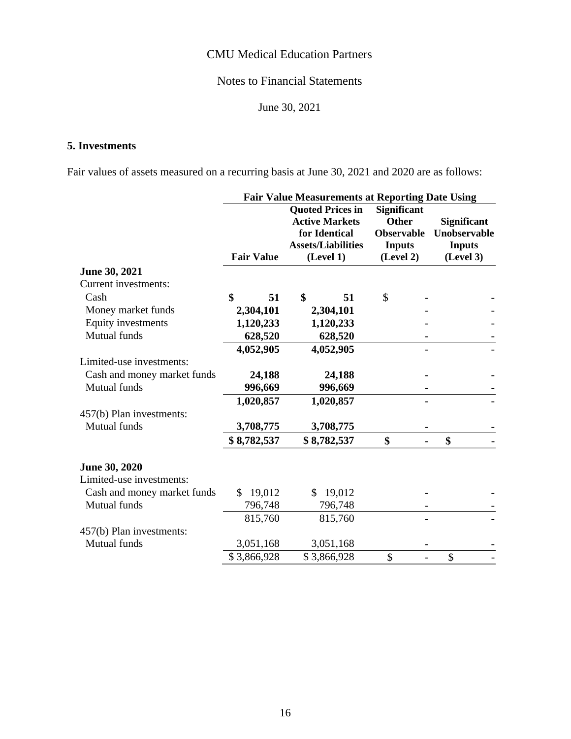CMU Medical Education Partners

Notes to Financial Statements

June 30, 2021

## 5. Investments

Fair values of assets measured on a recurring basis at June 30, 2021 and 2020 are as follows:

| | | Fair Value Measurements at Reporting Date Using | | |
|---|---|---|---|---|
| | **Fair Value** | **Quoted Prices in Active Markets for Identical Assets/Liabilities (Level 1)** | **Significant Other Observable Inputs (Level 2)** | **Significant Unobservable Inputs (Level 3)** |
| **June 30, 2021** | | | | |
| Current investments: | | | | |
| Cash | **$ 51** | **$ 51** | $ - | - |
| Money market funds | **2,304,101** | **2,304,101** | - | - |
| Equity investments | **1,120,233** | **1,120,233** | - | - |
| Mutual funds | **628,520** | **628,520** | - | - |
| | **4,052,905** | **4,052,905** | - | - |
| Limited-use investments: | | | | |
| Cash and money market funds | **24,188** | **24,188** | - | - |
| Mutual funds | **996,669** | **996,669** | - | - |
| | **1,020,857** | **1,020,857** | - | - |
| 457(b) Plan investments: | | | | |
| Mutual funds | **3,708,775** | **3,708,775** | - | - |
| | **$ 8,782,537** | **$ 8,782,537** | **$ -** | **$ -** |
| **June 30, 2020** | | | | |
| Limited-use investments: | | | | |
| Cash and money market funds | $ 19,012 | $ 19,012 | - | - |
| Mutual funds | 796,748 | 796,748 | - | - |
| | 815,760 | 815,760 | - | - |
| 457(b) Plan investments: | | | | |
| Mutual funds | 3,051,168 | 3,051,168 | - | - |
| | $ 3,866,928 | $ 3,866,928 | $ - | $ - |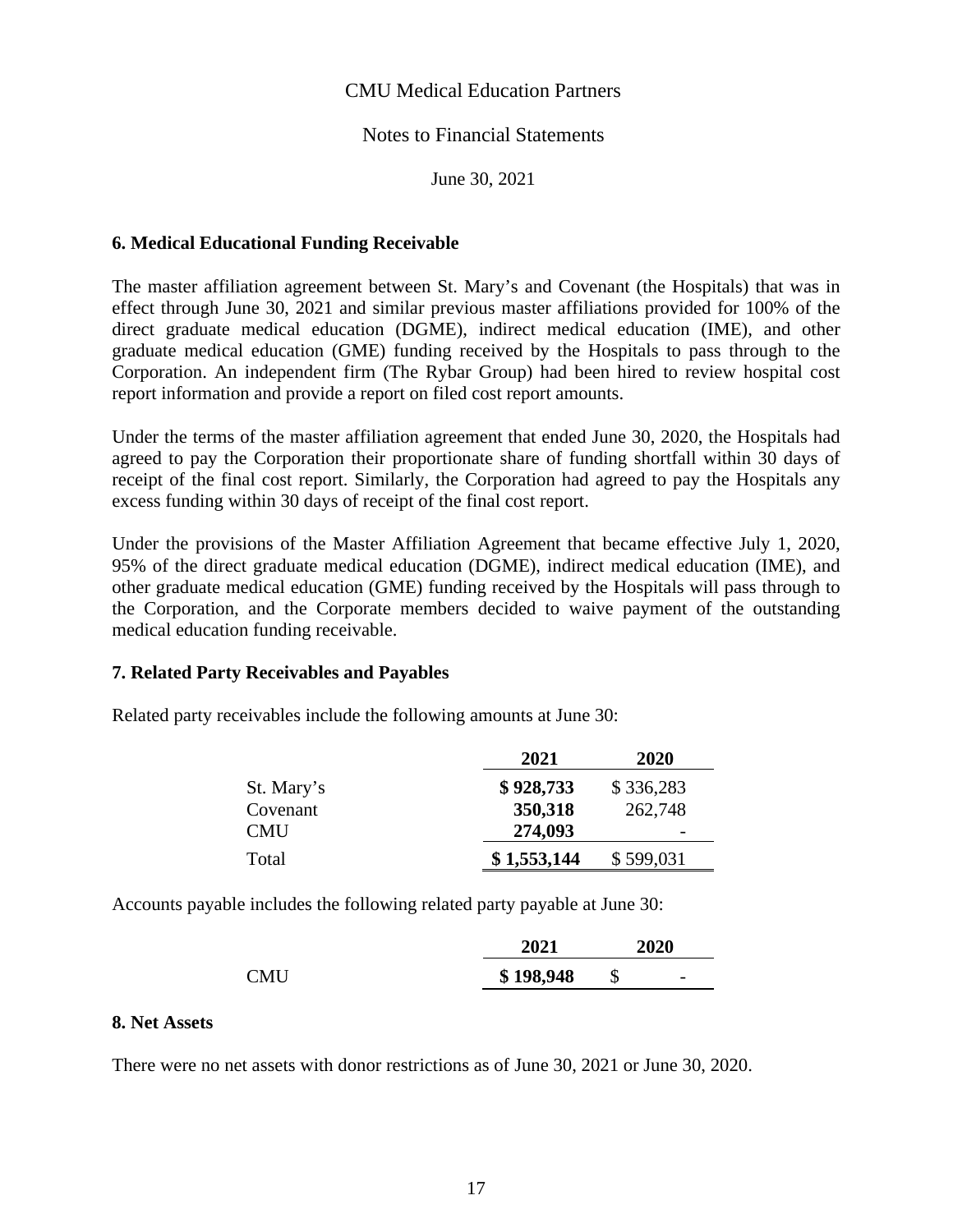# CMU Medical Education Partners

## Notes to Financial Statements

June 30, 2021

### 6. Medical Educational Funding Receivable

The master affiliation agreement between St. Mary's and Covenant (the Hospitals) that was in effect through June 30, 2021 and similar previous master affiliations provided for 100% of the direct graduate medical education (DGME), indirect medical education (IME), and other graduate medical education (GME) funding received by the Hospitals to pass through to the Corporation. An independent firm (The Rybar Group) had been hired to review hospital cost report information and provide a report on filed cost report amounts.

Under the terms of the master affiliation agreement that ended June 30, 2020, the Hospitals had agreed to pay the Corporation their proportionate share of funding shortfall within 30 days of receipt of the final cost report. Similarly, the Corporation had agreed to pay the Hospitals any excess funding within 30 days of receipt of the final cost report.

Under the provisions of the Master Affiliation Agreement that became effective July 1, 2020, 95% of the direct graduate medical education (DGME), indirect medical education (IME), and other graduate medical education (GME) funding received by the Hospitals will pass through to the Corporation, and the Corporate members decided to waive payment of the outstanding medical education funding receivable.

### 7. Related Party Receivables and Payables

Related party receivables include the following amounts at June 30:

| | **2021** | **2020** |
|---|---|---|
| St. Mary's | **$ 928,733** | $ 336,283 |
| Covenant | **350,318** | 262,748 |
| CMU | **274,093** | - |
| Total | **$ 1,553,144** | $ 599,031 |

Accounts payable includes the following related party payable at June 30:

| | **2021** | **2020** |
|---|---|---|
| CMU | **$ 198,948** | $ - |

### 8. Net Assets

There were no net assets with donor restrictions as of June 30, 2021 or June 30, 2020.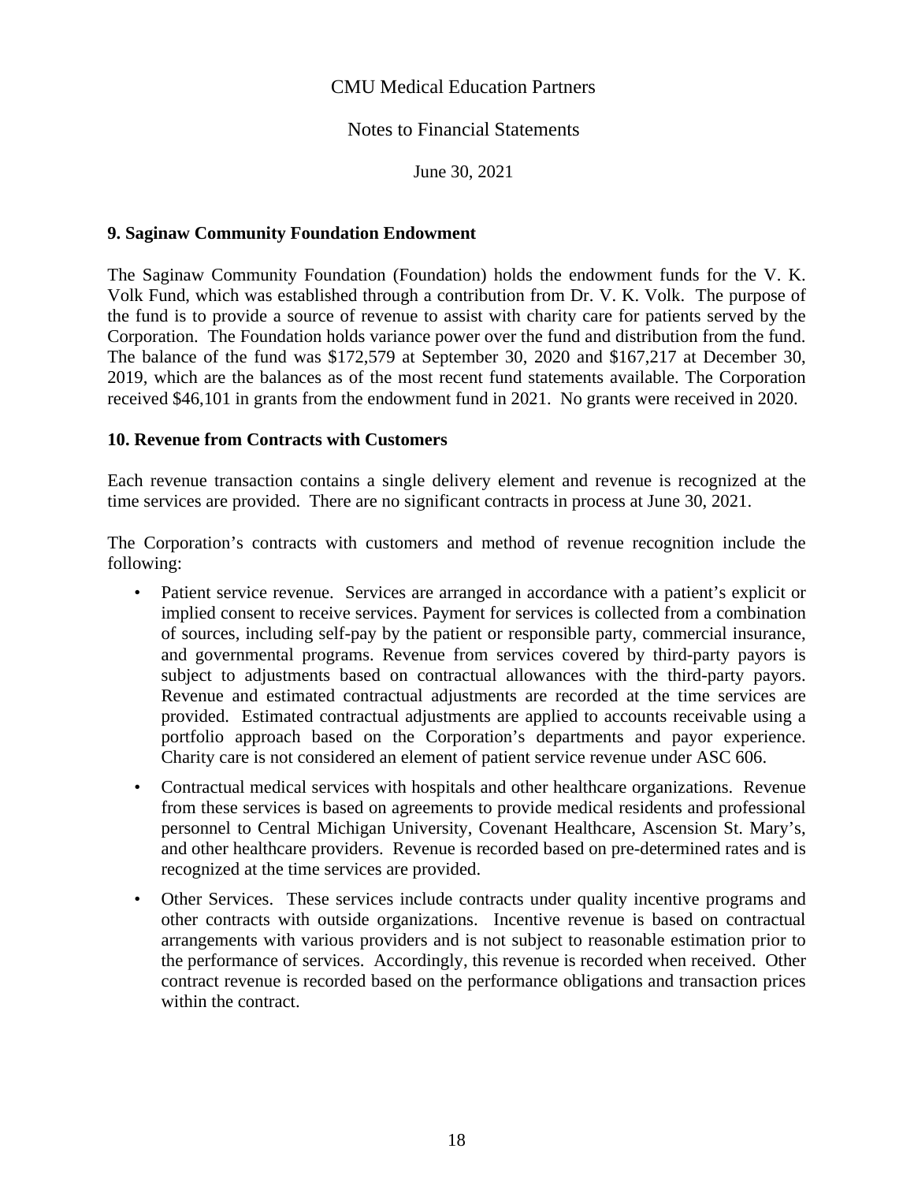### 9. Saginaw Community Foundation Endowment

The Saginaw Community Foundation (Foundation) holds the endowment funds for the V. K. Volk Fund, which was established through a contribution from Dr. V. K. Volk. The purpose of the fund is to provide a source of revenue to assist with charity care for patients served by the Corporation. The Foundation holds variance power over the fund and distribution from the fund. The balance of the fund was $172,579 at September 30, 2020 and $167,217 at December 30, 2019, which are the balances as of the most recent fund statements available. The Corporation received $46,101 in grants from the endowment fund in 2021. No grants were received in 2020.

### 10. Revenue from Contracts with Customers

Each revenue transaction contains a single delivery element and revenue is recognized at the time services are provided. There are no significant contracts in process at June 30, 2021.

The Corporation's contracts with customers and method of revenue recognition include the following:

- Patient service revenue. Services are arranged in accordance with a patient's explicit or implied consent to receive services. Payment for services is collected from a combination of sources, including self-pay by the patient or responsible party, commercial insurance, and governmental programs. Revenue from services covered by third-party payors is subject to adjustments based on contractual allowances with the third-party payors. Revenue and estimated contractual adjustments are recorded at the time services are provided. Estimated contractual adjustments are applied to accounts receivable using a portfolio approach based on the Corporation's departments and payor experience. Charity care is not considered an element of patient service revenue under ASC 606.

- Contractual medical services with hospitals and other healthcare organizations. Revenue from these services is based on agreements to provide medical residents and professional personnel to Central Michigan University, Covenant Healthcare, Ascension St. Mary's, and other healthcare providers. Revenue is recorded based on pre-determined rates and is recognized at the time services are provided.

- Other Services. These services include contracts under quality incentive programs and other contracts with outside organizations. Incentive revenue is based on contractual arrangements with various providers and is not subject to reasonable estimation prior to the performance of services. Accordingly, this revenue is recorded when received. Other contract revenue is recorded based on the performance obligations and transaction prices within the contract.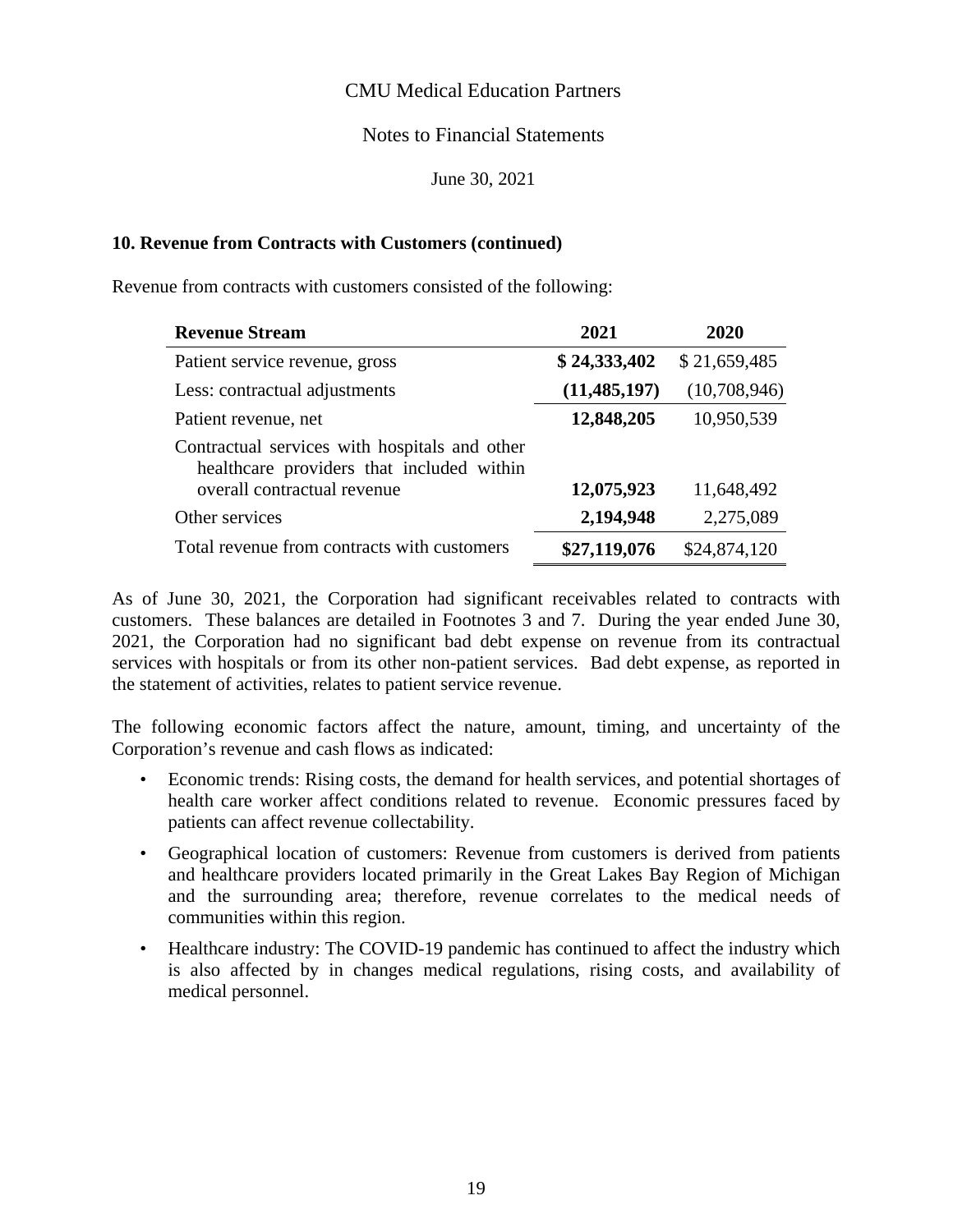## 10. Revenue from Contracts with Customers (continued)

Revenue from contracts with customers consisted of the following:

| Revenue Stream | 2021 | 2020 |
|---|---|---|
| Patient service revenue, gross | **$ 24,333,402** | $ 21,659,485 |
| Less: contractual adjustments | **(11,485,197)** | (10,708,946) |
| Patient revenue, net | **12,848,205** | 10,950,539 |
| Contractual services with hospitals and other healthcare providers that included within overall contractual revenue | **12,075,923** | 11,648,492 |
| Other services | **2,194,948** | 2,275,089 |
| Total revenue from contracts with customers | **$27,119,076** | $24,874,120 |

As of June 30, 2021, the Corporation had significant receivables related to contracts with customers. These balances are detailed in Footnotes 3 and 7. During the year ended June 30, 2021, the Corporation had no significant bad debt expense on revenue from its contractual services with hospitals or from its other non-patient services. Bad debt expense, as reported in the statement of activities, relates to patient service revenue.

The following economic factors affect the nature, amount, timing, and uncertainty of the Corporation's revenue and cash flows as indicated:

- Economic trends: Rising costs, the demand for health services, and potential shortages of health care worker affect conditions related to revenue. Economic pressures faced by patients can affect revenue collectability.
- Geographical location of customers: Revenue from customers is derived from patients and healthcare providers located primarily in the Great Lakes Bay Region of Michigan and the surrounding area; therefore, revenue correlates to the medical needs of communities within this region.
- Healthcare industry: The COVID-19 pandemic has continued to affect the industry which is also affected by in changes medical regulations, rising costs, and availability of medical personnel.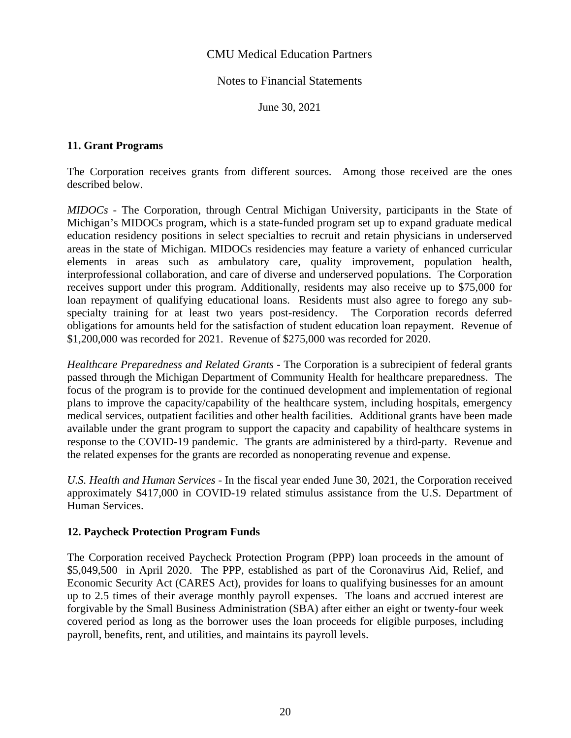# CMU Medical Education Partners

## Notes to Financial Statements

June 30, 2021

### 11. Grant Programs

The Corporation receives grants from different sources. Among those received are the ones described below.

*MIDOCs* - The Corporation, through Central Michigan University, participants in the State of Michigan's MIDOCs program, which is a state-funded program set up to expand graduate medical education residency positions in select specialties to recruit and retain physicians in underserved areas in the state of Michigan. MIDOCs residencies may feature a variety of enhanced curricular elements in areas such as ambulatory care, quality improvement, population health, interprofessional collaboration, and care of diverse and underserved populations. The Corporation receives support under this program. Additionally, residents may also receive up to $75,000 for loan repayment of qualifying educational loans. Residents must also agree to forego any sub-specialty training for at least two years post-residency. The Corporation records deferred obligations for amounts held for the satisfaction of student education loan repayment. Revenue of $1,200,000 was recorded for 2021. Revenue of $275,000 was recorded for 2020.

*Healthcare Preparedness and Related Grants* - The Corporation is a subrecipient of federal grants passed through the Michigan Department of Community Health for healthcare preparedness. The focus of the program is to provide for the continued development and implementation of regional plans to improve the capacity/capability of the healthcare system, including hospitals, emergency medical services, outpatient facilities and other health facilities. Additional grants have been made available under the grant program to support the capacity and capability of healthcare systems in response to the COVID-19 pandemic. The grants are administered by a third-party. Revenue and the related expenses for the grants are recorded as nonoperating revenue and expense.

*U.S. Health and Human Services* - In the fiscal year ended June 30, 2021, the Corporation received approximately $417,000 in COVID-19 related stimulus assistance from the U.S. Department of Human Services.

### 12. Paycheck Protection Program Funds

The Corporation received Paycheck Protection Program (PPP) loan proceeds in the amount of $5,049,500 in April 2020. The PPP, established as part of the Coronavirus Aid, Relief, and Economic Security Act (CARES Act), provides for loans to qualifying businesses for an amount up to 2.5 times of their average monthly payroll expenses. The loans and accrued interest are forgivable by the Small Business Administration (SBA) after either an eight or twenty-four week covered period as long as the borrower uses the loan proceeds for eligible purposes, including payroll, benefits, rent, and utilities, and maintains its payroll levels.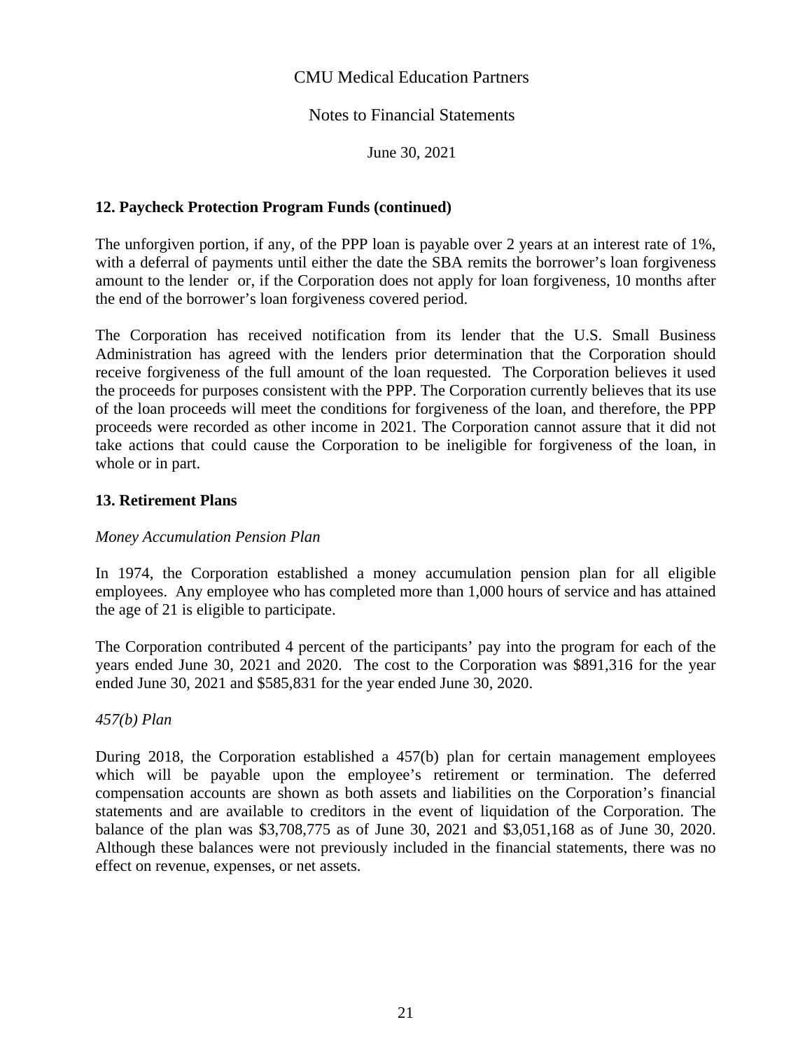CMU Medical Education Partners

Notes to Financial Statements

June 30, 2021

### 12. Paycheck Protection Program Funds (continued)

The unforgiven portion, if any, of the PPP loan is payable over 2 years at an interest rate of 1%, with a deferral of payments until either the date the SBA remits the borrower's loan forgiveness amount to the lender or, if the Corporation does not apply for loan forgiveness, 10 months after the end of the borrower's loan forgiveness covered period.

The Corporation has received notification from its lender that the U.S. Small Business Administration has agreed with the lenders prior determination that the Corporation should receive forgiveness of the full amount of the loan requested. The Corporation believes it used the proceeds for purposes consistent with the PPP. The Corporation currently believes that its use of the loan proceeds will meet the conditions for forgiveness of the loan, and therefore, the PPP proceeds were recorded as other income in 2021. The Corporation cannot assure that it did not take actions that could cause the Corporation to be ineligible for forgiveness of the loan, in whole or in part.

### 13. Retirement Plans

*Money Accumulation Pension Plan*

In 1974, the Corporation established a money accumulation pension plan for all eligible employees. Any employee who has completed more than 1,000 hours of service and has attained the age of 21 is eligible to participate.

The Corporation contributed 4 percent of the participants' pay into the program for each of the years ended June 30, 2021 and 2020. The cost to the Corporation was $891,316 for the year ended June 30, 2021 and $585,831 for the year ended June 30, 2020.

*457(b) Plan*

During 2018, the Corporation established a 457(b) plan for certain management employees which will be payable upon the employee's retirement or termination. The deferred compensation accounts are shown as both assets and liabilities on the Corporation's financial statements and are available to creditors in the event of liquidation of the Corporation. The balance of the plan was $3,708,775 as of June 30, 2021 and $3,051,168 as of June 30, 2020. Although these balances were not previously included in the financial statements, there was no effect on revenue, expenses, or net assets.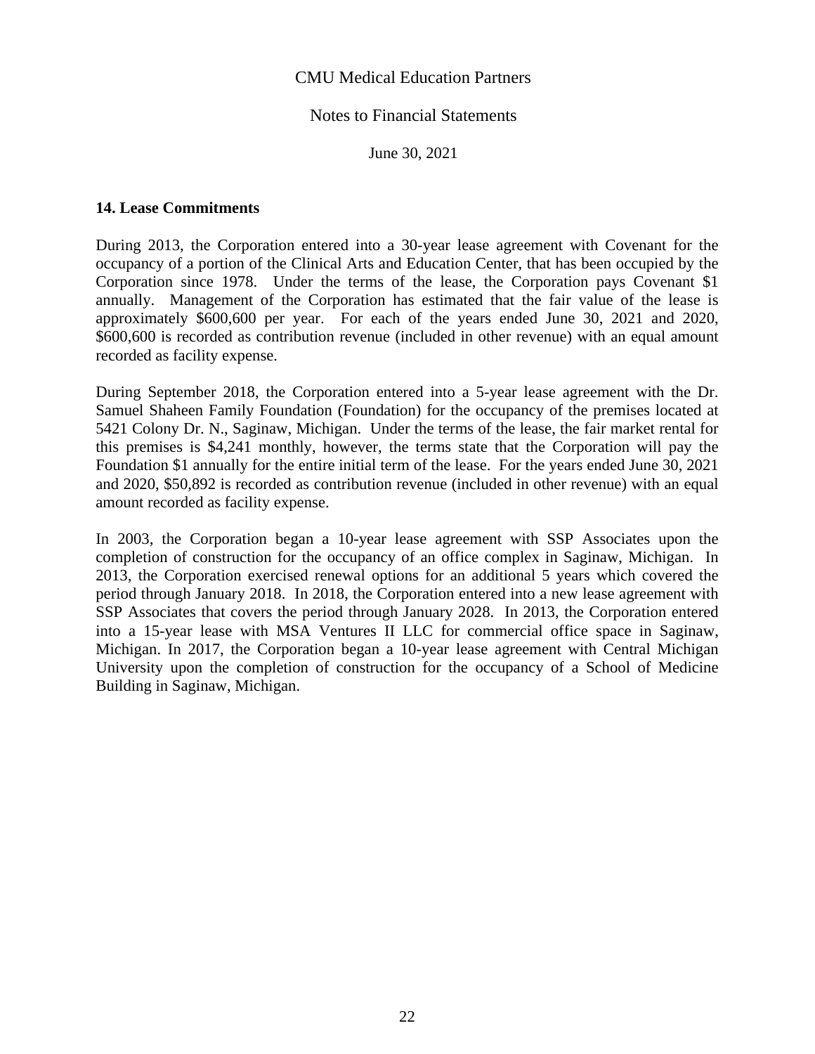CMU Medical Education Partners

Notes to Financial Statements

June 30, 2021

## 14. Lease Commitments

During 2013, the Corporation entered into a 30-year lease agreement with Covenant for the occupancy of a portion of the Clinical Arts and Education Center, that has been occupied by the Corporation since 1978. Under the terms of the lease, the Corporation pays Covenant $1 annually. Management of the Corporation has estimated that the fair value of the lease is approximately $600,600 per year. For each of the years ended June 30, 2021 and 2020, $600,600 is recorded as contribution revenue (included in other revenue) with an equal amount recorded as facility expense.

During September 2018, the Corporation entered into a 5-year lease agreement with the Dr. Samuel Shaheen Family Foundation (Foundation) for the occupancy of the premises located at 5421 Colony Dr. N., Saginaw, Michigan. Under the terms of the lease, the fair market rental for this premises is $4,241 monthly, however, the terms state that the Corporation will pay the Foundation $1 annually for the entire initial term of the lease. For the years ended June 30, 2021 and 2020, $50,892 is recorded as contribution revenue (included in other revenue) with an equal amount recorded as facility expense.

In 2003, the Corporation began a 10-year lease agreement with SSP Associates upon the completion of construction for the occupancy of an office complex in Saginaw, Michigan. In 2013, the Corporation exercised renewal options for an additional 5 years which covered the period through January 2018. In 2018, the Corporation entered into a new lease agreement with SSP Associates that covers the period through January 2028. In 2013, the Corporation entered into a 15-year lease with MSA Ventures II LLC for commercial office space in Saginaw, Michigan. In 2017, the Corporation began a 10-year lease agreement with Central Michigan University upon the completion of construction for the occupancy of a School of Medicine Building in Saginaw, Michigan.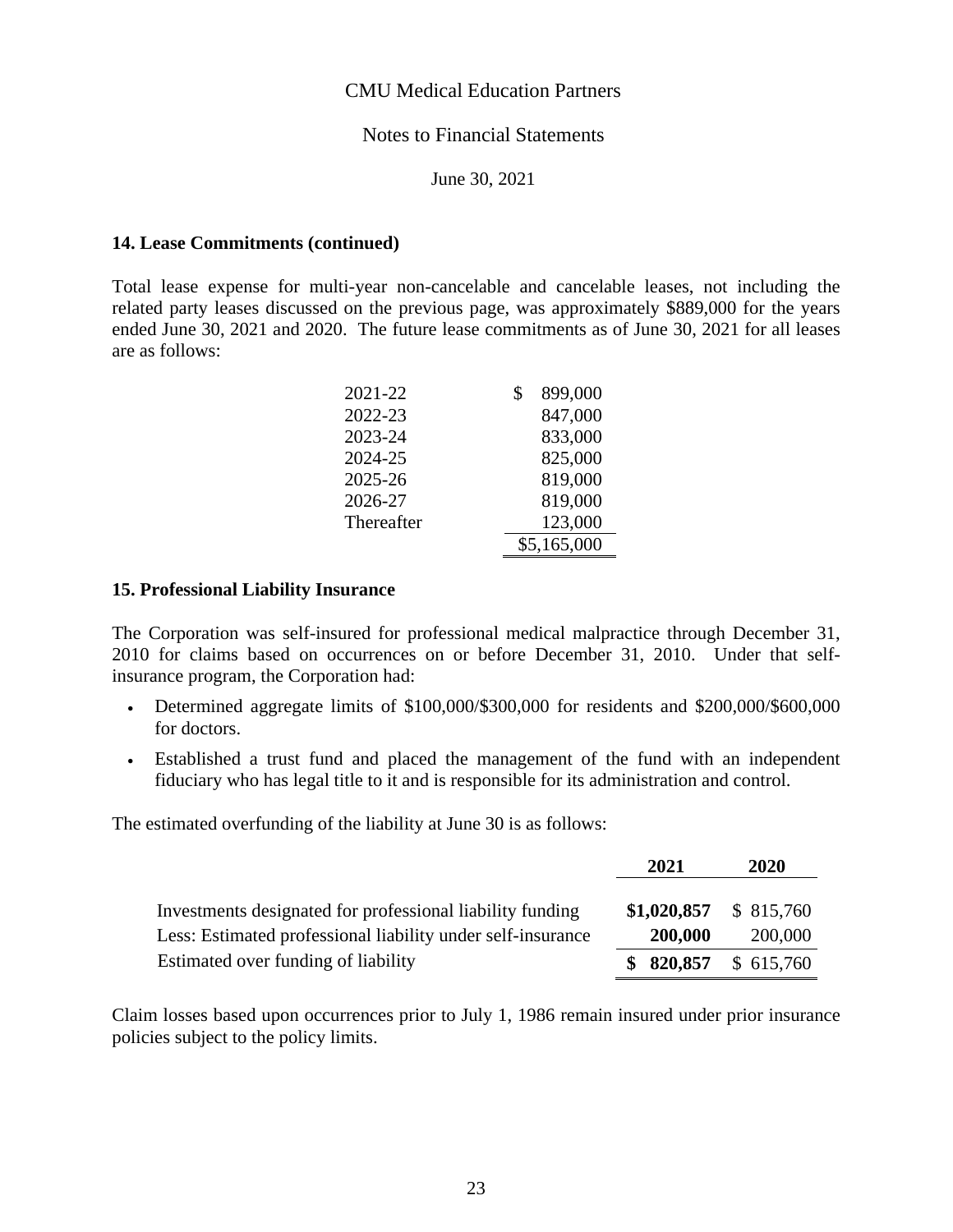### 14. Lease Commitments (continued)

Total lease expense for multi-year non-cancelable and cancelable leases, not including the related party leases discussed on the previous page, was approximately $889,000 for the years ended June 30, 2021 and 2020. The future lease commitments as of June 30, 2021 for all leases are as follows:

| | |
|---|---|
| 2021-22 | $ 899,000 |
| 2022-23 | 847,000 |
| 2023-24 | 833,000 |
| 2024-25 | 825,000 |
| 2025-26 | 819,000 |
| 2026-27 | 819,000 |
| Thereafter | 123,000 |
| | $5,165,000 |

### 15. Professional Liability Insurance

The Corporation was self-insured for professional medical malpractice through December 31, 2010 for claims based on occurrences on or before December 31, 2010. Under that self-insurance program, the Corporation had:

- Determined aggregate limits of $100,000/$300,000 for residents and $200,000/$600,000 for doctors.
- Established a trust fund and placed the management of the fund with an independent fiduciary who has legal title to it and is responsible for its administration and control.

The estimated overfunding of the liability at June 30 is as follows:

| | **2021** | **2020** |
|---|---|---|
| Investments designated for professional liability funding | **$1,020,857** | $ 815,760 |
| Less: Estimated professional liability under self-insurance | **200,000** | 200,000 |
| Estimated over funding of liability | **$ 820,857** | $ 615,760 |

Claim losses based upon occurrences prior to July 1, 1986 remain insured under prior insurance policies subject to the policy limits.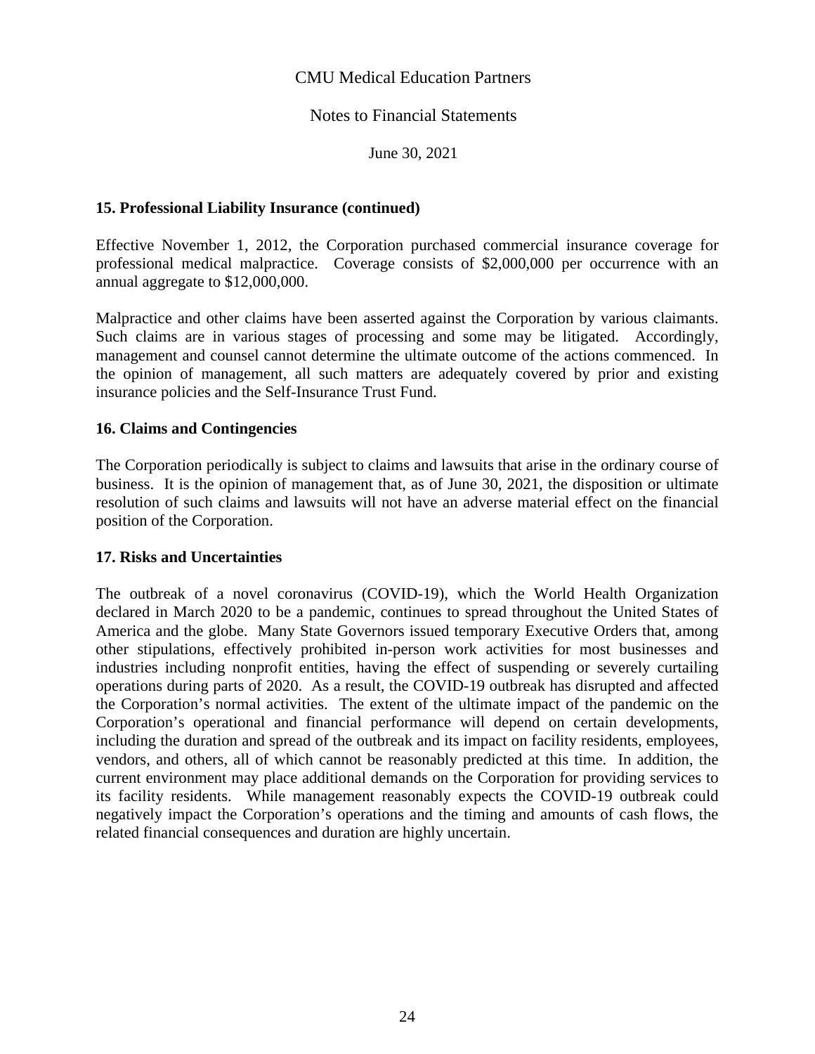### 15. Professional Liability Insurance (continued)

Effective November 1, 2012, the Corporation purchased commercial insurance coverage for professional medical malpractice. Coverage consists of $2,000,000 per occurrence with an annual aggregate to $12,000,000.

Malpractice and other claims have been asserted against the Corporation by various claimants. Such claims are in various stages of processing and some may be litigated. Accordingly, management and counsel cannot determine the ultimate outcome of the actions commenced. In the opinion of management, all such matters are adequately covered by prior and existing insurance policies and the Self-Insurance Trust Fund.

### 16. Claims and Contingencies

The Corporation periodically is subject to claims and lawsuits that arise in the ordinary course of business. It is the opinion of management that, as of June 30, 2021, the disposition or ultimate resolution of such claims and lawsuits will not have an adverse material effect on the financial position of the Corporation.

### 17. Risks and Uncertainties

The outbreak of a novel coronavirus (COVID-19), which the World Health Organization declared in March 2020 to be a pandemic, continues to spread throughout the United States of America and the globe. Many State Governors issued temporary Executive Orders that, among other stipulations, effectively prohibited in-person work activities for most businesses and industries including nonprofit entities, having the effect of suspending or severely curtailing operations during parts of 2020. As a result, the COVID-19 outbreak has disrupted and affected the Corporation's normal activities. The extent of the ultimate impact of the pandemic on the Corporation's operational and financial performance will depend on certain developments, including the duration and spread of the outbreak and its impact on facility residents, employees, vendors, and others, all of which cannot be reasonably predicted at this time. In addition, the current environment may place additional demands on the Corporation for providing services to its facility residents. While management reasonably expects the COVID-19 outbreak could negatively impact the Corporation's operations and the timing and amounts of cash flows, the related financial consequences and duration are highly uncertain.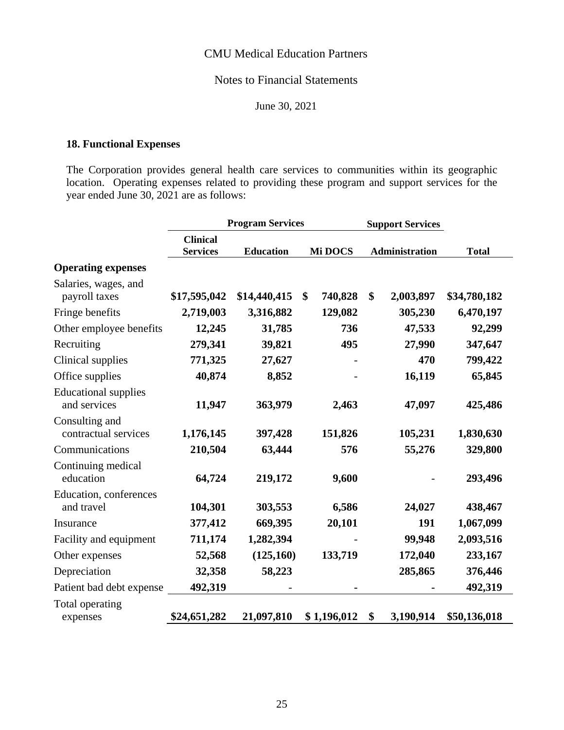CMU Medical Education Partners

Notes to Financial Statements

June 30, 2021

### 18. Functional Expenses

The Corporation provides general health care services to communities within its geographic location. Operating expenses related to providing these program and support services for the year ended June 30, 2021 are as follows:

| | Program Services | | | Support Services | |
|---|---|---|---|---|---|
| | Clinical Services | Education | Mi DOCS | Administration | Total |
| **Operating expenses** | | | | | |
| Salaries, wages, and payroll taxes | $17,595,042 | $14,440,415 | $ 740,828 | $ 2,003,897 | $34,780,182 |
| Fringe benefits | 2,719,003 | 3,316,882 | 129,082 | 305,230 | 6,470,197 |
| Other employee benefits | 12,245 | 31,785 | 736 | 47,533 | 92,299 |
| Recruiting | 279,341 | 39,821 | 495 | 27,990 | 347,647 |
| Clinical supplies | 771,325 | 27,627 | - | 470 | 799,422 |
| Office supplies | 40,874 | 8,852 | - | 16,119 | 65,845 |
| Educational supplies and services | 11,947 | 363,979 | 2,463 | 47,097 | 425,486 |
| Consulting and contractual services | 1,176,145 | 397,428 | 151,826 | 105,231 | 1,830,630 |
| Communications | 210,504 | 63,444 | 576 | 55,276 | 329,800 |
| Continuing medical education | 64,724 | 219,172 | 9,600 | - | 293,496 |
| Education, conferences and travel | 104,301 | 303,553 | 6,586 | 24,027 | 438,467 |
| Insurance | 377,412 | 669,395 | 20,101 | 191 | 1,067,099 |
| Facility and equipment | 711,174 | 1,282,394 | - | 99,948 | 2,093,516 |
| Other expenses | 52,568 | (125,160) | 133,719 | 172,040 | 233,167 |
| Depreciation | 32,358 | 58,223 | | 285,865 | 376,446 |
| Patient bad debt expense | 492,319 | - | - | - | 492,319 |
| Total operating expenses | $24,651,282 | 21,097,810 | $ 1,196,012 | $ 3,190,914 | $50,136,018 |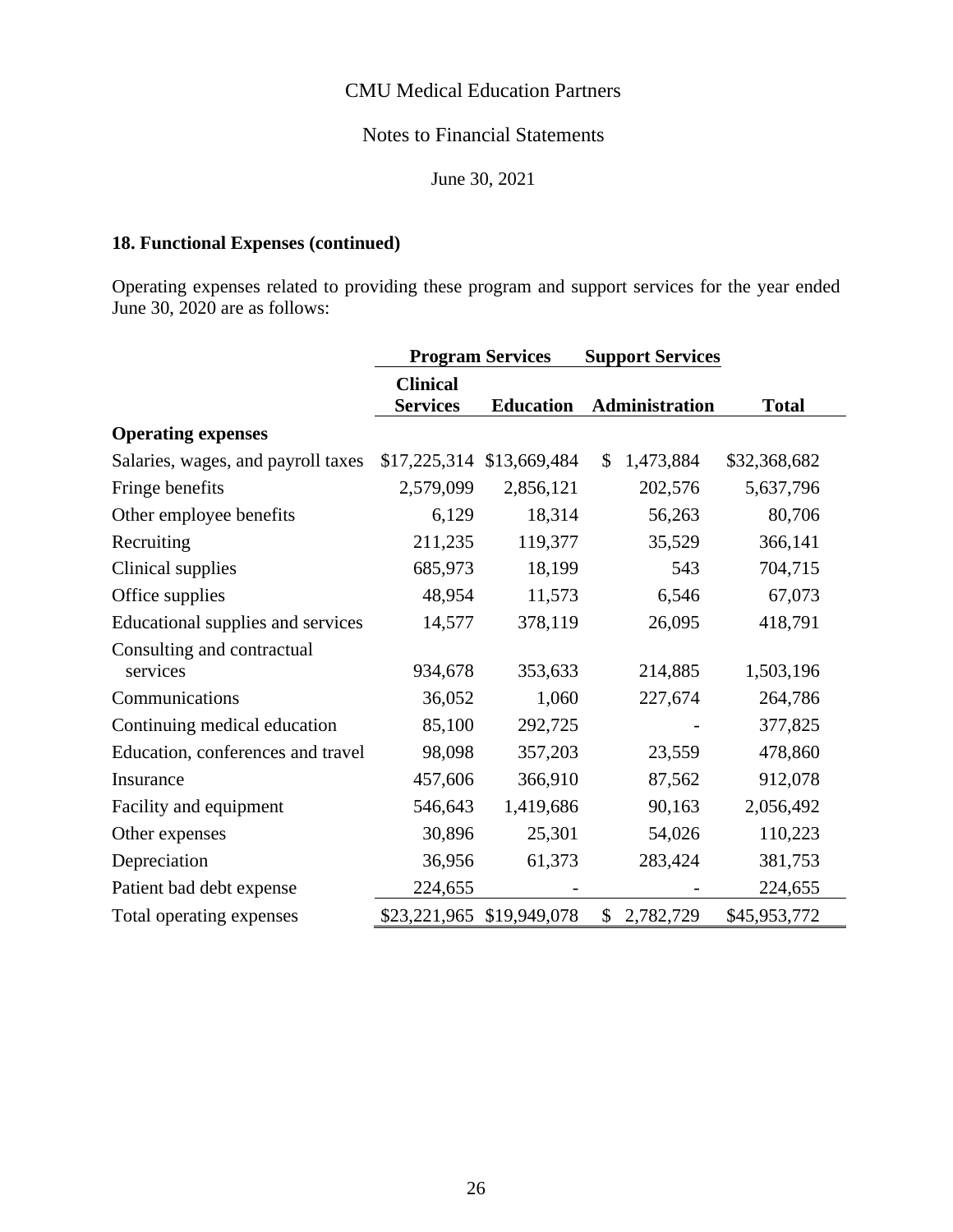CMU Medical Education Partners

Notes to Financial Statements

June 30, 2021

**18. Functional Expenses (continued)**

Operating expenses related to providing these program and support services for the year ended June 30, 2020 are as follows:

| | Program Services | | Support Services | |
|---|---|---|---|---|
| | **Clinical Services** | **Education** | **Administration** | **Total** |
| **Operating expenses** | | | | |
| Salaries, wages, and payroll taxes | $17,225,314 | $13,669,484 | $ 1,473,884 | $32,368,682 |
| Fringe benefits | 2,579,099 | 2,856,121 | 202,576 | 5,637,796 |
| Other employee benefits | 6,129 | 18,314 | 56,263 | 80,706 |
| Recruiting | 211,235 | 119,377 | 35,529 | 366,141 |
| Clinical supplies | 685,973 | 18,199 | 543 | 704,715 |
| Office supplies | 48,954 | 11,573 | 6,546 | 67,073 |
| Educational supplies and services | 14,577 | 378,119 | 26,095 | 418,791 |
| Consulting and contractual services | 934,678 | 353,633 | 214,885 | 1,503,196 |
| Communications | 36,052 | 1,060 | 227,674 | 264,786 |
| Continuing medical education | 85,100 | 292,725 | - | 377,825 |
| Education, conferences and travel | 98,098 | 357,203 | 23,559 | 478,860 |
| Insurance | 457,606 | 366,910 | 87,562 | 912,078 |
| Facility and equipment | 546,643 | 1,419,686 | 90,163 | 2,056,492 |
| Other expenses | 30,896 | 25,301 | 54,026 | 110,223 |
| Depreciation | 36,956 | 61,373 | 283,424 | 381,753 |
| Patient bad debt expense | 224,655 | - | - | 224,655 |
| Total operating expenses | $23,221,965 | $19,949,078 | $ 2,782,729 | $45,953,772 |